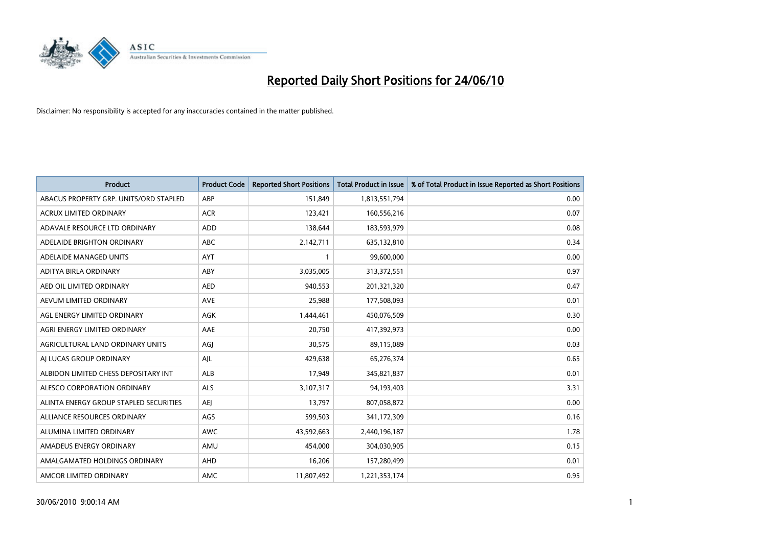# Reported Daily Short Positions for 24/06/10

Disclaimer: No responsibility is accepted for any inaccuracies contained in the matter published.

| Product | Product Code | Reported Short Positions | Total Product in Issue | % of Total Product in Issue Reported as Short Positions |
|---|---|---|---|---|
| ABACUS PROPERTY GRP. UNITS/ORD STAPLED | ABP | 151,849 | 1,813,551,794 | 0.00 |
| ACRUX LIMITED ORDINARY | ACR | 123,421 | 160,556,216 | 0.07 |
| ADAVALE RESOURCE LTD ORDINARY | ADD | 138,644 | 183,593,979 | 0.08 |
| ADELAIDE BRIGHTON ORDINARY | ABC | 2,142,711 | 635,132,810 | 0.34 |
| ADELAIDE MANAGED UNITS | AYT | 1 | 99,600,000 | 0.00 |
| ADITYA BIRLA ORDINARY | ABY | 3,035,005 | 313,372,551 | 0.97 |
| AED OIL LIMITED ORDINARY | AED | 940,553 | 201,321,320 | 0.47 |
| AEVUM LIMITED ORDINARY | AVE | 25,988 | 177,508,093 | 0.01 |
| AGL ENERGY LIMITED ORDINARY | AGK | 1,444,461 | 450,076,509 | 0.30 |
| AGRI ENERGY LIMITED ORDINARY | AAE | 20,750 | 417,392,973 | 0.00 |
| AGRICULTURAL LAND ORDINARY UNITS | AGJ | 30,575 | 89,115,089 | 0.03 |
| AJ LUCAS GROUP ORDINARY | AJL | 429,638 | 65,276,374 | 0.65 |
| ALBIDON LIMITED CHESS DEPOSITARY INT | ALB | 17,949 | 345,821,837 | 0.01 |
| ALESCO CORPORATION ORDINARY | ALS | 3,107,317 | 94,193,403 | 3.31 |
| ALINTA ENERGY GROUP STAPLED SECURITIES | AEJ | 13,797 | 807,058,872 | 0.00 |
| ALLIANCE RESOURCES ORDINARY | AGS | 599,503 | 341,172,309 | 0.16 |
| ALUMINA LIMITED ORDINARY | AWC | 43,592,663 | 2,440,196,187 | 1.78 |
| AMADEUS ENERGY ORDINARY | AMU | 454,000 | 304,030,905 | 0.15 |
| AMALGAMATED HOLDINGS ORDINARY | AHD | 16,206 | 157,280,499 | 0.01 |
| AMCOR LIMITED ORDINARY | AMC | 11,807,492 | 1,221,353,174 | 0.95 |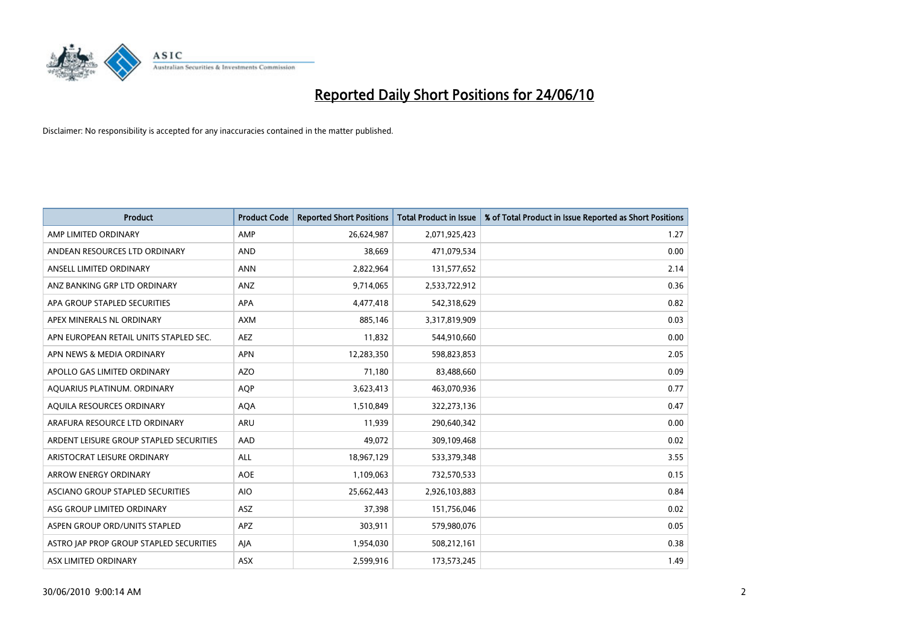# Reported Daily Short Positions for 24/06/10

Disclaimer: No responsibility is accepted for any inaccuracies contained in the matter published.

| Product | Product Code | Reported Short Positions | Total Product in Issue | % of Total Product in Issue Reported as Short Positions |
|---|---|---|---|---|
| AMP LIMITED ORDINARY | AMP | 26,624,987 | 2,071,925,423 | 1.27 |
| ANDEAN RESOURCES LTD ORDINARY | AND | 38,669 | 471,079,534 | 0.00 |
| ANSELL LIMITED ORDINARY | ANN | 2,822,964 | 131,577,652 | 2.14 |
| ANZ BANKING GRP LTD ORDINARY | ANZ | 9,714,065 | 2,533,722,912 | 0.36 |
| APA GROUP STAPLED SECURITIES | APA | 4,477,418 | 542,318,629 | 0.82 |
| APEX MINERALS NL ORDINARY | AXM | 885,146 | 3,317,819,909 | 0.03 |
| APN EUROPEAN RETAIL UNITS STAPLED SEC. | AEZ | 11,832 | 544,910,660 | 0.00 |
| APN NEWS & MEDIA ORDINARY | APN | 12,283,350 | 598,823,853 | 2.05 |
| APOLLO GAS LIMITED ORDINARY | AZO | 71,180 | 83,488,660 | 0.09 |
| AQUARIUS PLATINUM. ORDINARY | AQP | 3,623,413 | 463,070,936 | 0.77 |
| AQUILA RESOURCES ORDINARY | AQA | 1,510,849 | 322,273,136 | 0.47 |
| ARAFURA RESOURCE LTD ORDINARY | ARU | 11,939 | 290,640,342 | 0.00 |
| ARDENT LEISURE GROUP STAPLED SECURITIES | AAD | 49,072 | 309,109,468 | 0.02 |
| ARISTOCRAT LEISURE ORDINARY | ALL | 18,967,129 | 533,379,348 | 3.55 |
| ARROW ENERGY ORDINARY | AOE | 1,109,063 | 732,570,533 | 0.15 |
| ASCIANO GROUP STAPLED SECURITIES | AIO | 25,662,443 | 2,926,103,883 | 0.84 |
| ASG GROUP LIMITED ORDINARY | ASZ | 37,398 | 151,756,046 | 0.02 |
| ASPEN GROUP ORD/UNITS STAPLED | APZ | 303,911 | 579,980,076 | 0.05 |
| ASTRO JAP PROP GROUP STAPLED SECURITIES | AJA | 1,954,030 | 508,212,161 | 0.38 |
| ASX LIMITED ORDINARY | ASX | 2,599,916 | 173,573,245 | 1.49 |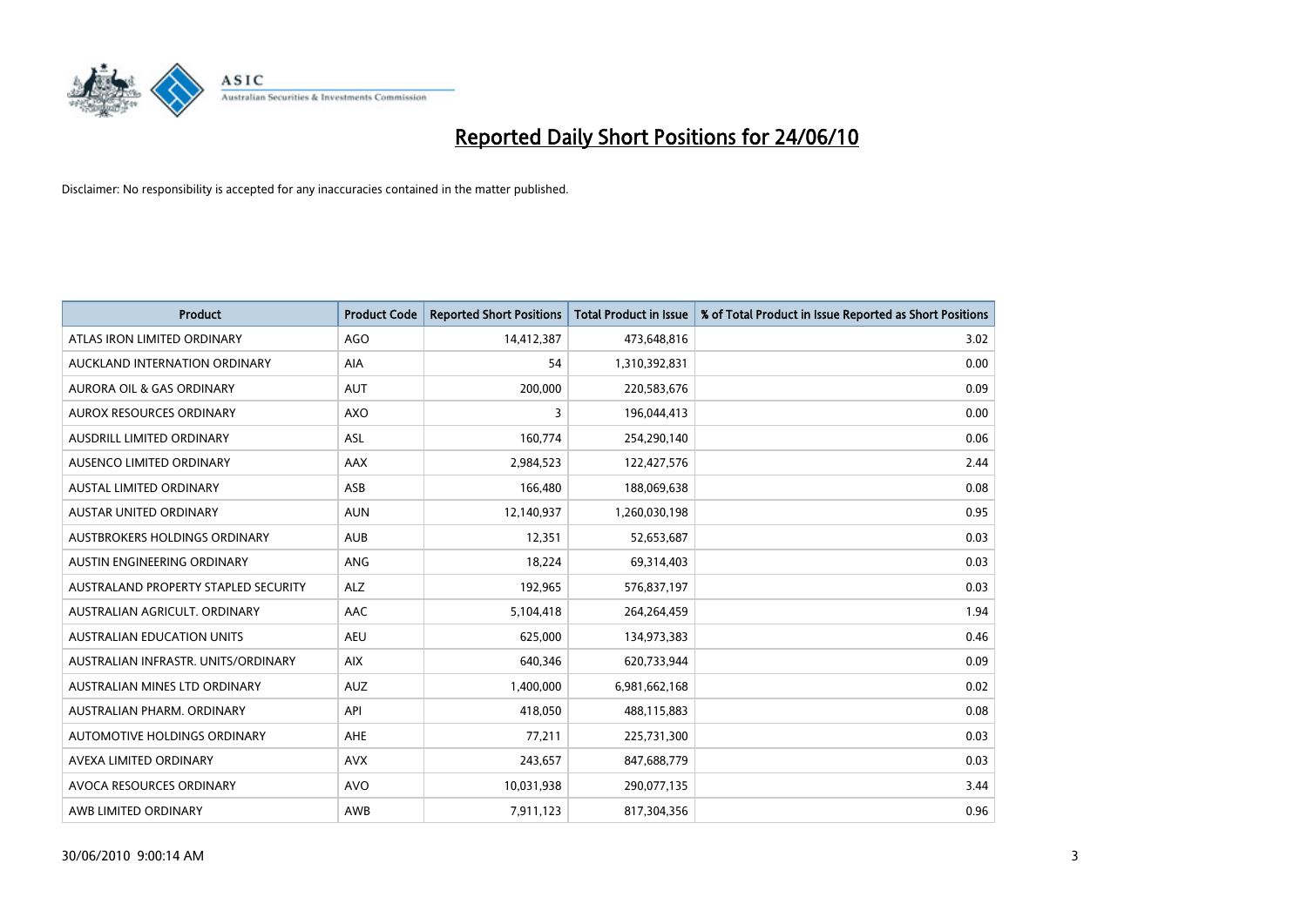# Reported Daily Short Positions for 24/06/10

Disclaimer: No responsibility is accepted for any inaccuracies contained in the matter published.

| Product | Product Code | Reported Short Positions | Total Product in Issue | % of Total Product in Issue Reported as Short Positions |
|---|---|---|---|---|
| ATLAS IRON LIMITED ORDINARY | AGO | 14,412,387 | 473,648,816 | 3.02 |
| AUCKLAND INTERNATION ORDINARY | AIA | 54 | 1,310,392,831 | 0.00 |
| AURORA OIL & GAS ORDINARY | AUT | 200,000 | 220,583,676 | 0.09 |
| AUROX RESOURCES ORDINARY | AXO | 3 | 196,044,413 | 0.00 |
| AUSDRILL LIMITED ORDINARY | ASL | 160,774 | 254,290,140 | 0.06 |
| AUSENCO LIMITED ORDINARY | AAX | 2,984,523 | 122,427,576 | 2.44 |
| AUSTAL LIMITED ORDINARY | ASB | 166,480 | 188,069,638 | 0.08 |
| AUSTAR UNITED ORDINARY | AUN | 12,140,937 | 1,260,030,198 | 0.95 |
| AUSTBROKERS HOLDINGS ORDINARY | AUB | 12,351 | 52,653,687 | 0.03 |
| AUSTIN ENGINEERING ORDINARY | ANG | 18,224 | 69,314,403 | 0.03 |
| AUSTRALAND PROPERTY STAPLED SECURITY | ALZ | 192,965 | 576,837,197 | 0.03 |
| AUSTRALIAN AGRICULT. ORDINARY | AAC | 5,104,418 | 264,264,459 | 1.94 |
| AUSTRALIAN EDUCATION UNITS | AEU | 625,000 | 134,973,383 | 0.46 |
| AUSTRALIAN INFRASTR. UNITS/ORDINARY | AIX | 640,346 | 620,733,944 | 0.09 |
| AUSTRALIAN MINES LTD ORDINARY | AUZ | 1,400,000 | 6,981,662,168 | 0.02 |
| AUSTRALIAN PHARM. ORDINARY | API | 418,050 | 488,115,883 | 0.08 |
| AUTOMOTIVE HOLDINGS ORDINARY | AHE | 77,211 | 225,731,300 | 0.03 |
| AVEXA LIMITED ORDINARY | AVX | 243,657 | 847,688,779 | 0.03 |
| AVOCA RESOURCES ORDINARY | AVO | 10,031,938 | 290,077,135 | 3.44 |
| AWB LIMITED ORDINARY | AWB | 7,911,123 | 817,304,356 | 0.96 |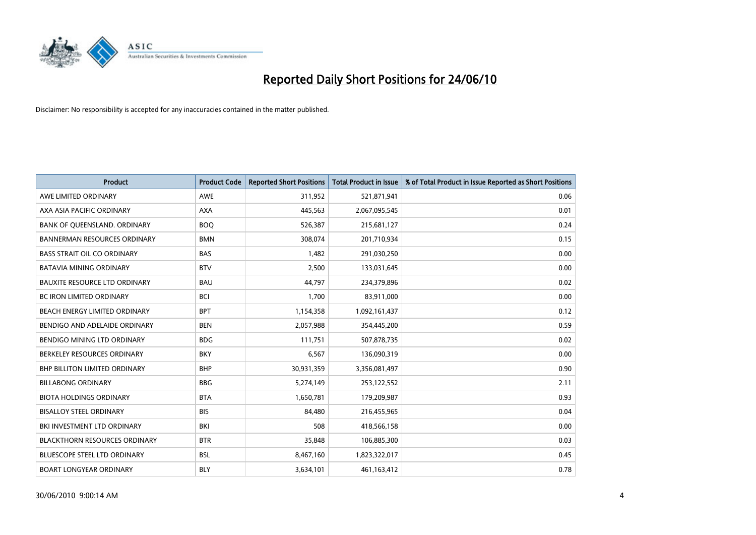# Reported Daily Short Positions for 24/06/10

Disclaimer: No responsibility is accepted for any inaccuracies contained in the matter published.

| Product | Product Code | Reported Short Positions | Total Product in Issue | % of Total Product in Issue Reported as Short Positions |
|---|---|---|---|---|
| AWE LIMITED ORDINARY | AWE | 311,952 | 521,871,941 | 0.06 |
| AXA ASIA PACIFIC ORDINARY | AXA | 445,563 | 2,067,095,545 | 0.01 |
| BANK OF QUEENSLAND. ORDINARY | BOQ | 526,387 | 215,681,127 | 0.24 |
| BANNERMAN RESOURCES ORDINARY | BMN | 308,074 | 201,710,934 | 0.15 |
| BASS STRAIT OIL CO ORDINARY | BAS | 1,482 | 291,030,250 | 0.00 |
| BATAVIA MINING ORDINARY | BTV | 2,500 | 133,031,645 | 0.00 |
| BAUXITE RESOURCE LTD ORDINARY | BAU | 44,797 | 234,379,896 | 0.02 |
| BC IRON LIMITED ORDINARY | BCI | 1,700 | 83,911,000 | 0.00 |
| BEACH ENERGY LIMITED ORDINARY | BPT | 1,154,358 | 1,092,161,437 | 0.12 |
| BENDIGO AND ADELAIDE ORDINARY | BEN | 2,057,988 | 354,445,200 | 0.59 |
| BENDIGO MINING LTD ORDINARY | BDG | 111,751 | 507,878,735 | 0.02 |
| BERKELEY RESOURCES ORDINARY | BKY | 6,567 | 136,090,319 | 0.00 |
| BHP BILLITON LIMITED ORDINARY | BHP | 30,931,359 | 3,356,081,497 | 0.90 |
| BILLABONG ORDINARY | BBG | 5,274,149 | 253,122,552 | 2.11 |
| BIOTA HOLDINGS ORDINARY | BTA | 1,650,781 | 179,209,987 | 0.93 |
| BISALLOY STEEL ORDINARY | BIS | 84,480 | 216,455,965 | 0.04 |
| BKI INVESTMENT LTD ORDINARY | BKI | 508 | 418,566,158 | 0.00 |
| BLACKTHORN RESOURCES ORDINARY | BTR | 35,848 | 106,885,300 | 0.03 |
| BLUESCOPE STEEL LTD ORDINARY | BSL | 8,467,160 | 1,823,322,017 | 0.45 |
| BOART LONGYEAR ORDINARY | BLY | 3,634,101 | 461,163,412 | 0.78 |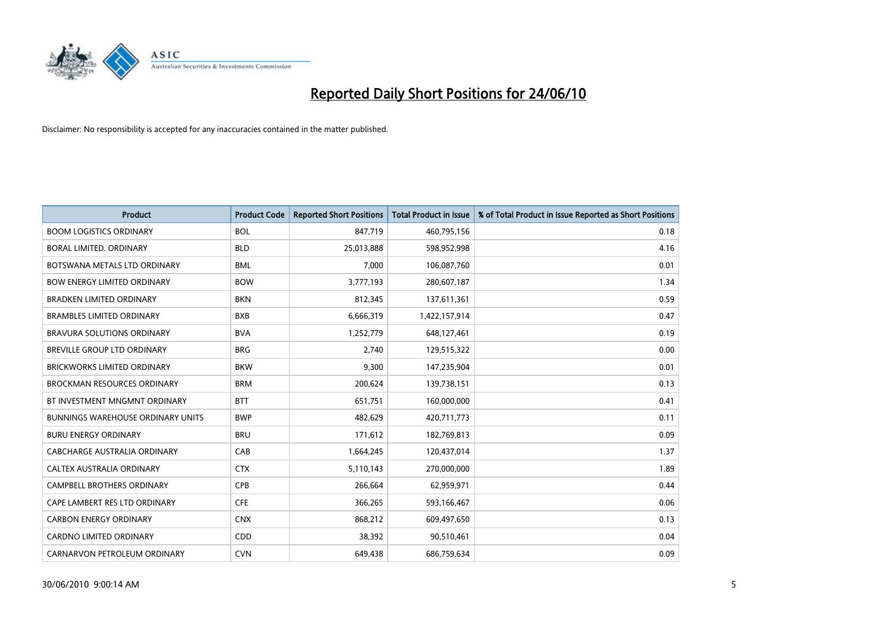# Reported Daily Short Positions for 24/06/10

Disclaimer: No responsibility is accepted for any inaccuracies contained in the matter published.

| Product | Product Code | Reported Short Positions | Total Product in Issue | % of Total Product in Issue Reported as Short Positions |
| --- | --- | --- | --- | --- |
| BOOM LOGISTICS ORDINARY | BOL | 847,719 | 460,795,156 | 0.18 |
| BORAL LIMITED. ORDINARY | BLD | 25,013,888 | 598,952,998 | 4.16 |
| BOTSWANA METALS LTD ORDINARY | BML | 7,000 | 106,087,760 | 0.01 |
| BOW ENERGY LIMITED ORDINARY | BOW | 3,777,193 | 280,607,187 | 1.34 |
| BRADKEN LIMITED ORDINARY | BKN | 812,345 | 137,611,361 | 0.59 |
| BRAMBLES LIMITED ORDINARY | BXB | 6,666,319 | 1,422,157,914 | 0.47 |
| BRAVURA SOLUTIONS ORDINARY | BVA | 1,252,779 | 648,127,461 | 0.19 |
| BREVILLE GROUP LTD ORDINARY | BRG | 2,740 | 129,515,322 | 0.00 |
| BRICKWORKS LIMITED ORDINARY | BKW | 9,300 | 147,235,904 | 0.01 |
| BROCKMAN RESOURCES ORDINARY | BRM | 200,624 | 139,738,151 | 0.13 |
| BT INVESTMENT MNGMNT ORDINARY | BTT | 651,751 | 160,000,000 | 0.41 |
| BUNNINGS WAREHOUSE ORDINARY UNITS | BWP | 482,629 | 420,711,773 | 0.11 |
| BURU ENERGY ORDINARY | BRU | 171,612 | 182,769,813 | 0.09 |
| CABCHARGE AUSTRALIA ORDINARY | CAB | 1,664,245 | 120,437,014 | 1.37 |
| CALTEX AUSTRALIA ORDINARY | CTX | 5,110,143 | 270,000,000 | 1.89 |
| CAMPBELL BROTHERS ORDINARY | CPB | 266,664 | 62,959,971 | 0.44 |
| CAPE LAMBERT RES LTD ORDINARY | CFE | 366,265 | 593,166,467 | 0.06 |
| CARBON ENERGY ORDINARY | CNX | 868,212 | 609,497,650 | 0.13 |
| CARDNO LIMITED ORDINARY | CDD | 38,392 | 90,510,461 | 0.04 |
| CARNARVON PETROLEUM ORDINARY | CVN | 649,438 | 686,759,634 | 0.09 |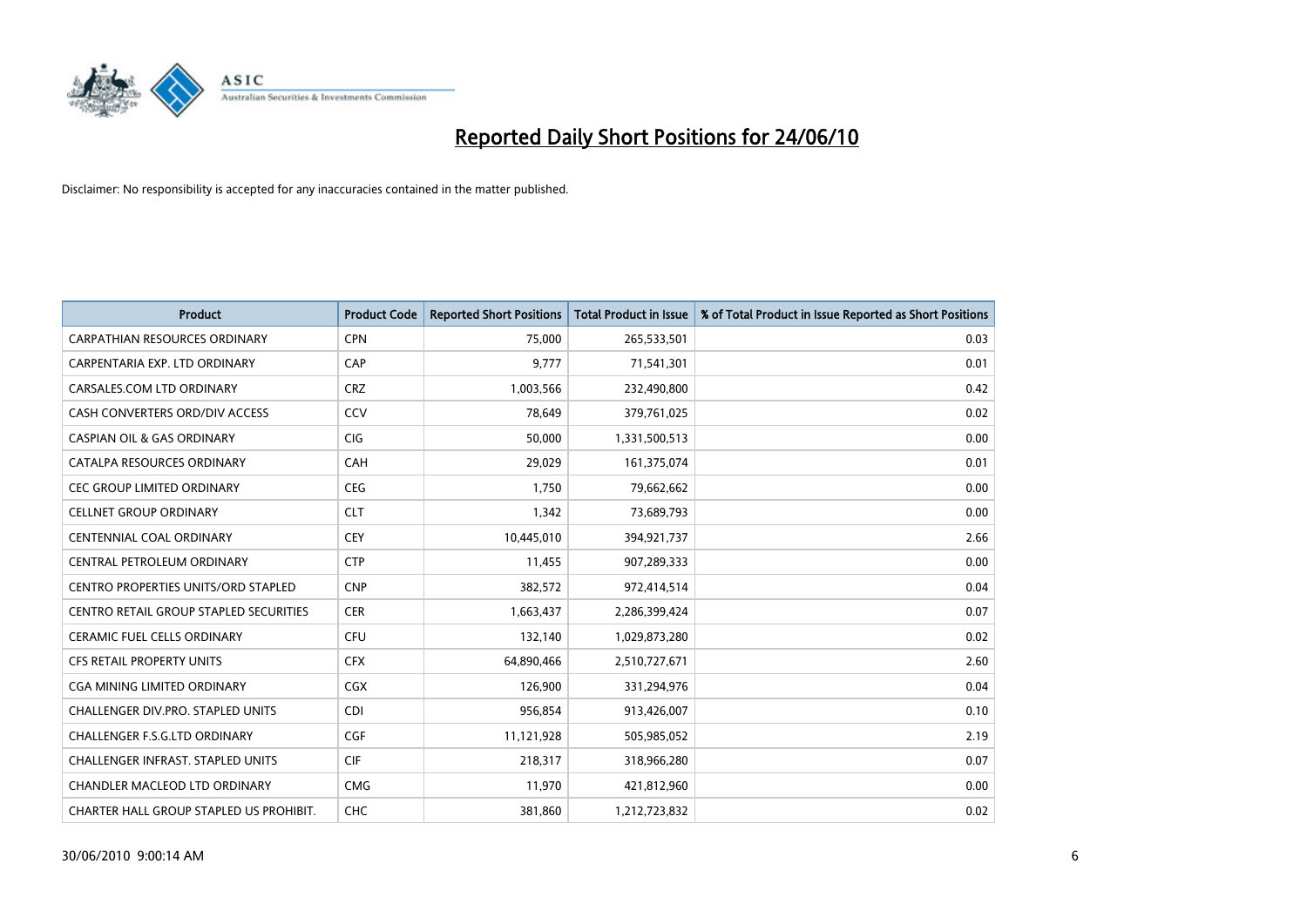# Reported Daily Short Positions for 24/06/10

Disclaimer: No responsibility is accepted for any inaccuracies contained in the matter published.

| Product | Product Code | Reported Short Positions | Total Product in Issue | % of Total Product in Issue Reported as Short Positions |
| --- | --- | --- | --- | --- |
| CARPATHIAN RESOURCES ORDINARY | CPN | 75,000 | 265,533,501 | 0.03 |
| CARPENTARIA EXP. LTD ORDINARY | CAP | 9,777 | 71,541,301 | 0.01 |
| CARSALES.COM LTD ORDINARY | CRZ | 1,003,566 | 232,490,800 | 0.42 |
| CASH CONVERTERS ORD/DIV ACCESS | CCV | 78,649 | 379,761,025 | 0.02 |
| CASPIAN OIL & GAS ORDINARY | CIG | 50,000 | 1,331,500,513 | 0.00 |
| CATALPA RESOURCES ORDINARY | CAH | 29,029 | 161,375,074 | 0.01 |
| CEC GROUP LIMITED ORDINARY | CEG | 1,750 | 79,662,662 | 0.00 |
| CELLNET GROUP ORDINARY | CLT | 1,342 | 73,689,793 | 0.00 |
| CENTENNIAL COAL ORDINARY | CEY | 10,445,010 | 394,921,737 | 2.66 |
| CENTRAL PETROLEUM ORDINARY | CTP | 11,455 | 907,289,333 | 0.00 |
| CENTRO PROPERTIES UNITS/ORD STAPLED | CNP | 382,572 | 972,414,514 | 0.04 |
| CENTRO RETAIL GROUP STAPLED SECURITIES | CER | 1,663,437 | 2,286,399,424 | 0.07 |
| CERAMIC FUEL CELLS ORDINARY | CFU | 132,140 | 1,029,873,280 | 0.02 |
| CFS RETAIL PROPERTY UNITS | CFX | 64,890,466 | 2,510,727,671 | 2.60 |
| CGA MINING LIMITED ORDINARY | CGX | 126,900 | 331,294,976 | 0.04 |
| CHALLENGER DIV.PRO. STAPLED UNITS | CDI | 956,854 | 913,426,007 | 0.10 |
| CHALLENGER F.S.G.LTD ORDINARY | CGF | 11,121,928 | 505,985,052 | 2.19 |
| CHALLENGER INFRAST. STAPLED UNITS | CIF | 218,317 | 318,966,280 | 0.07 |
| CHANDLER MACLEOD LTD ORDINARY | CMG | 11,970 | 421,812,960 | 0.00 |
| CHARTER HALL GROUP STAPLED US PROHIBIT. | CHC | 381,860 | 1,212,723,832 | 0.02 |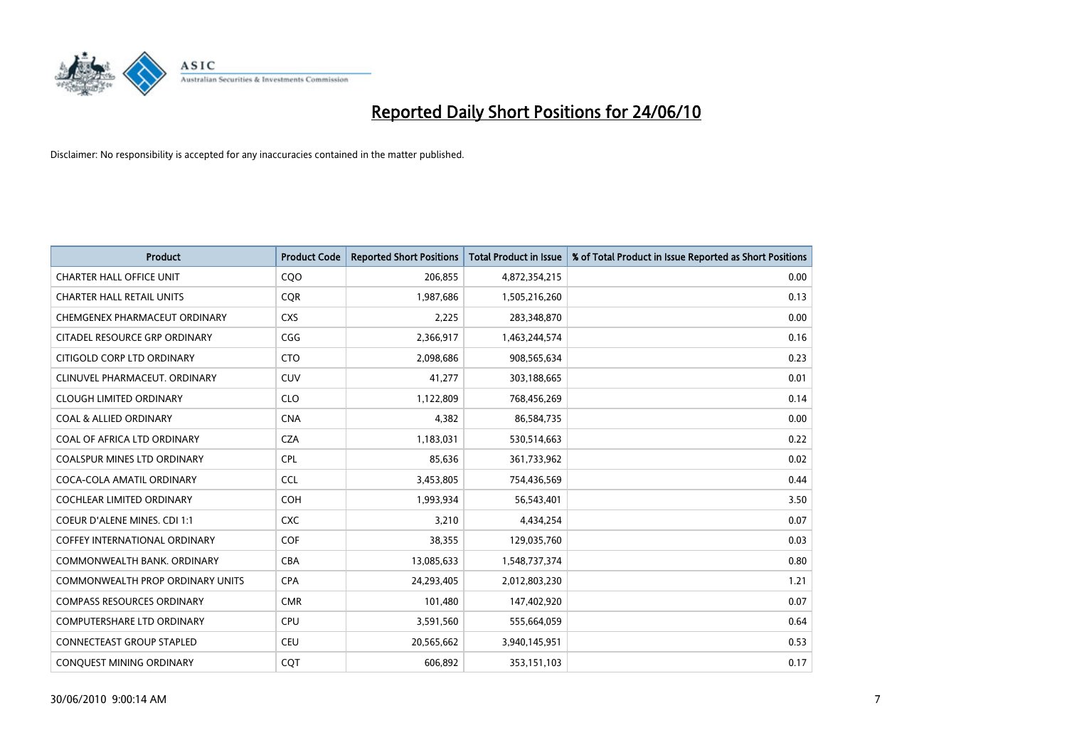# Reported Daily Short Positions for 24/06/10

Disclaimer: No responsibility is accepted for any inaccuracies contained in the matter published.

| Product | Product Code | Reported Short Positions | Total Product in Issue | % of Total Product in Issue Reported as Short Positions |
|---|---|---|---|---|
| CHARTER HALL OFFICE UNIT | CQO | 206,855 | 4,872,354,215 | 0.00 |
| CHARTER HALL RETAIL UNITS | CQR | 1,987,686 | 1,505,216,260 | 0.13 |
| CHEMGENEX PHARMACEUT ORDINARY | CXS | 2,225 | 283,348,870 | 0.00 |
| CITADEL RESOURCE GRP ORDINARY | CGG | 2,366,917 | 1,463,244,574 | 0.16 |
| CITIGOLD CORP LTD ORDINARY | CTO | 2,098,686 | 908,565,634 | 0.23 |
| CLINUVEL PHARMACEUT. ORDINARY | CUV | 41,277 | 303,188,665 | 0.01 |
| CLOUGH LIMITED ORDINARY | CLO | 1,122,809 | 768,456,269 | 0.14 |
| COAL & ALLIED ORDINARY | CNA | 4,382 | 86,584,735 | 0.00 |
| COAL OF AFRICA LTD ORDINARY | CZA | 1,183,031 | 530,514,663 | 0.22 |
| COALSPUR MINES LTD ORDINARY | CPL | 85,636 | 361,733,962 | 0.02 |
| COCA-COLA AMATIL ORDINARY | CCL | 3,453,805 | 754,436,569 | 0.44 |
| COCHLEAR LIMITED ORDINARY | COH | 1,993,934 | 56,543,401 | 3.50 |
| COEUR D'ALENE MINES. CDI 1:1 | CXC | 3,210 | 4,434,254 | 0.07 |
| COFFEY INTERNATIONAL ORDINARY | COF | 38,355 | 129,035,760 | 0.03 |
| COMMONWEALTH BANK. ORDINARY | CBA | 13,085,633 | 1,548,737,374 | 0.80 |
| COMMONWEALTH PROP ORDINARY UNITS | CPA | 24,293,405 | 2,012,803,230 | 1.21 |
| COMPASS RESOURCES ORDINARY | CMR | 101,480 | 147,402,920 | 0.07 |
| COMPUTERSHARE LTD ORDINARY | CPU | 3,591,560 | 555,664,059 | 0.64 |
| CONNECTEAST GROUP STAPLED | CEU | 20,565,662 | 3,940,145,951 | 0.53 |
| CONQUEST MINING ORDINARY | CQT | 606,892 | 353,151,103 | 0.17 |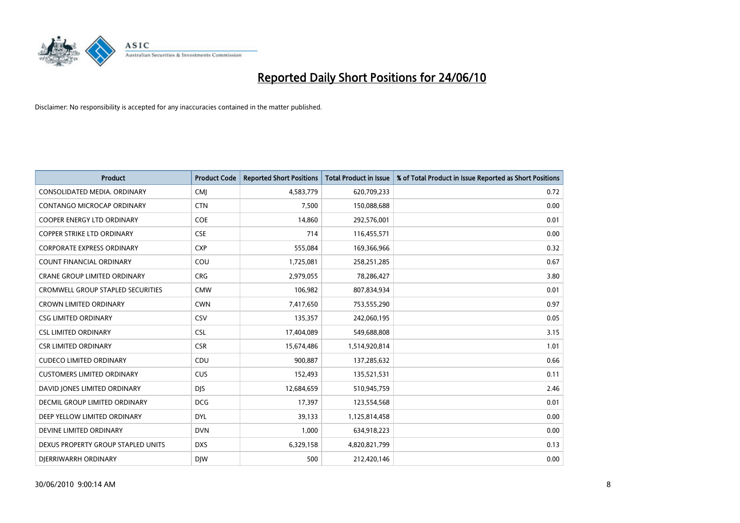# Reported Daily Short Positions for 24/06/10

Disclaimer: No responsibility is accepted for any inaccuracies contained in the matter published.

| Product | Product Code | Reported Short Positions | Total Product in Issue | % of Total Product in Issue Reported as Short Positions |
|---|---|---|---|---|
| CONSOLIDATED MEDIA. ORDINARY | CMJ | 4,583,779 | 620,709,233 | 0.72 |
| CONTANGO MICROCAP ORDINARY | CTN | 7,500 | 150,088,688 | 0.00 |
| COOPER ENERGY LTD ORDINARY | COE | 14,860 | 292,576,001 | 0.01 |
| COPPER STRIKE LTD ORDINARY | CSE | 714 | 116,455,571 | 0.00 |
| CORPORATE EXPRESS ORDINARY | CXP | 555,084 | 169,366,966 | 0.32 |
| COUNT FINANCIAL ORDINARY | COU | 1,725,081 | 258,251,285 | 0.67 |
| CRANE GROUP LIMITED ORDINARY | CRG | 2,979,055 | 78,286,427 | 3.80 |
| CROMWELL GROUP STAPLED SECURITIES | CMW | 106,982 | 807,834,934 | 0.01 |
| CROWN LIMITED ORDINARY | CWN | 7,417,650 | 753,555,290 | 0.97 |
| CSG LIMITED ORDINARY | CSV | 135,357 | 242,060,195 | 0.05 |
| CSL LIMITED ORDINARY | CSL | 17,404,089 | 549,688,808 | 3.15 |
| CSR LIMITED ORDINARY | CSR | 15,674,486 | 1,514,920,814 | 1.01 |
| CUDECO LIMITED ORDINARY | CDU | 900,887 | 137,285,632 | 0.66 |
| CUSTOMERS LIMITED ORDINARY | CUS | 152,493 | 135,521,531 | 0.11 |
| DAVID JONES LIMITED ORDINARY | DJS | 12,684,659 | 510,945,759 | 2.46 |
| DECMIL GROUP LIMITED ORDINARY | DCG | 17,397 | 123,554,568 | 0.01 |
| DEEP YELLOW LIMITED ORDINARY | DYL | 39,133 | 1,125,814,458 | 0.00 |
| DEVINE LIMITED ORDINARY | DVN | 1,000 | 634,918,223 | 0.00 |
| DEXUS PROPERTY GROUP STAPLED UNITS | DXS | 6,329,158 | 4,820,821,799 | 0.13 |
| DJERRIWARRH ORDINARY | DJW | 500 | 212,420,146 | 0.00 |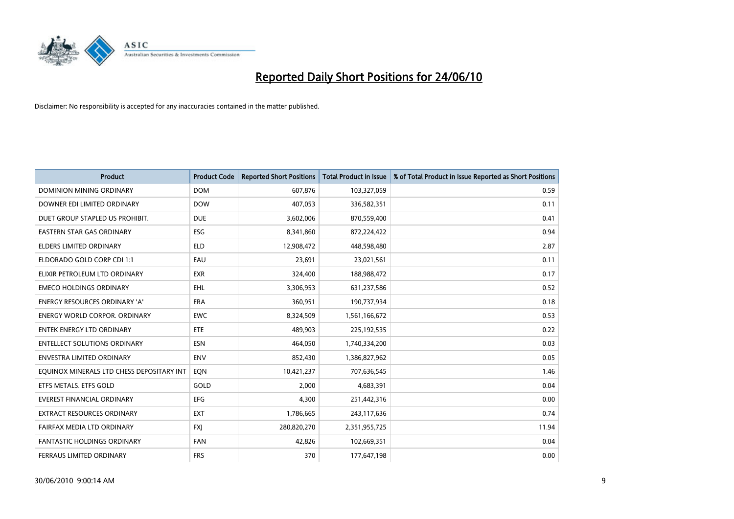# Reported Daily Short Positions for 24/06/10

Disclaimer: No responsibility is accepted for any inaccuracies contained in the matter published.

| Product | Product Code | Reported Short Positions | Total Product in Issue | % of Total Product in Issue Reported as Short Positions |
|---|---|---|---|---|
| DOMINION MINING ORDINARY | DOM | 607,876 | 103,327,059 | 0.59 |
| DOWNER EDI LIMITED ORDINARY | DOW | 407,053 | 336,582,351 | 0.11 |
| DUET GROUP STAPLED US PROHIBIT. | DUE | 3,602,006 | 870,559,400 | 0.41 |
| EASTERN STAR GAS ORDINARY | ESG | 8,341,860 | 872,224,422 | 0.94 |
| ELDERS LIMITED ORDINARY | ELD | 12,908,472 | 448,598,480 | 2.87 |
| ELDORADO GOLD CORP CDI 1:1 | EAU | 23,691 | 23,021,561 | 0.11 |
| ELIXIR PETROLEUM LTD ORDINARY | EXR | 324,400 | 188,988,472 | 0.17 |
| EMECO HOLDINGS ORDINARY | EHL | 3,306,953 | 631,237,586 | 0.52 |
| ENERGY RESOURCES ORDINARY 'A' | ERA | 360,951 | 190,737,934 | 0.18 |
| ENERGY WORLD CORPOR. ORDINARY | EWC | 8,324,509 | 1,561,166,672 | 0.53 |
| ENTEK ENERGY LTD ORDINARY | ETE | 489,903 | 225,192,535 | 0.22 |
| ENTELLECT SOLUTIONS ORDINARY | ESN | 464,050 | 1,740,334,200 | 0.03 |
| ENVESTRA LIMITED ORDINARY | ENV | 852,430 | 1,386,827,962 | 0.05 |
| EQUINOX MINERALS LTD CHESS DEPOSITARY INT | EQN | 10,421,237 | 707,636,545 | 1.46 |
| ETFS METALS. ETFS GOLD | GOLD | 2,000 | 4,683,391 | 0.04 |
| EVEREST FINANCIAL ORDINARY | EFG | 4,300 | 251,442,316 | 0.00 |
| EXTRACT RESOURCES ORDINARY | EXT | 1,786,665 | 243,117,636 | 0.74 |
| FAIRFAX MEDIA LTD ORDINARY | FXJ | 280,820,270 | 2,351,955,725 | 11.94 |
| FANTASTIC HOLDINGS ORDINARY | FAN | 42,826 | 102,669,351 | 0.04 |
| FERRAUS LIMITED ORDINARY | FRS | 370 | 177,647,198 | 0.00 |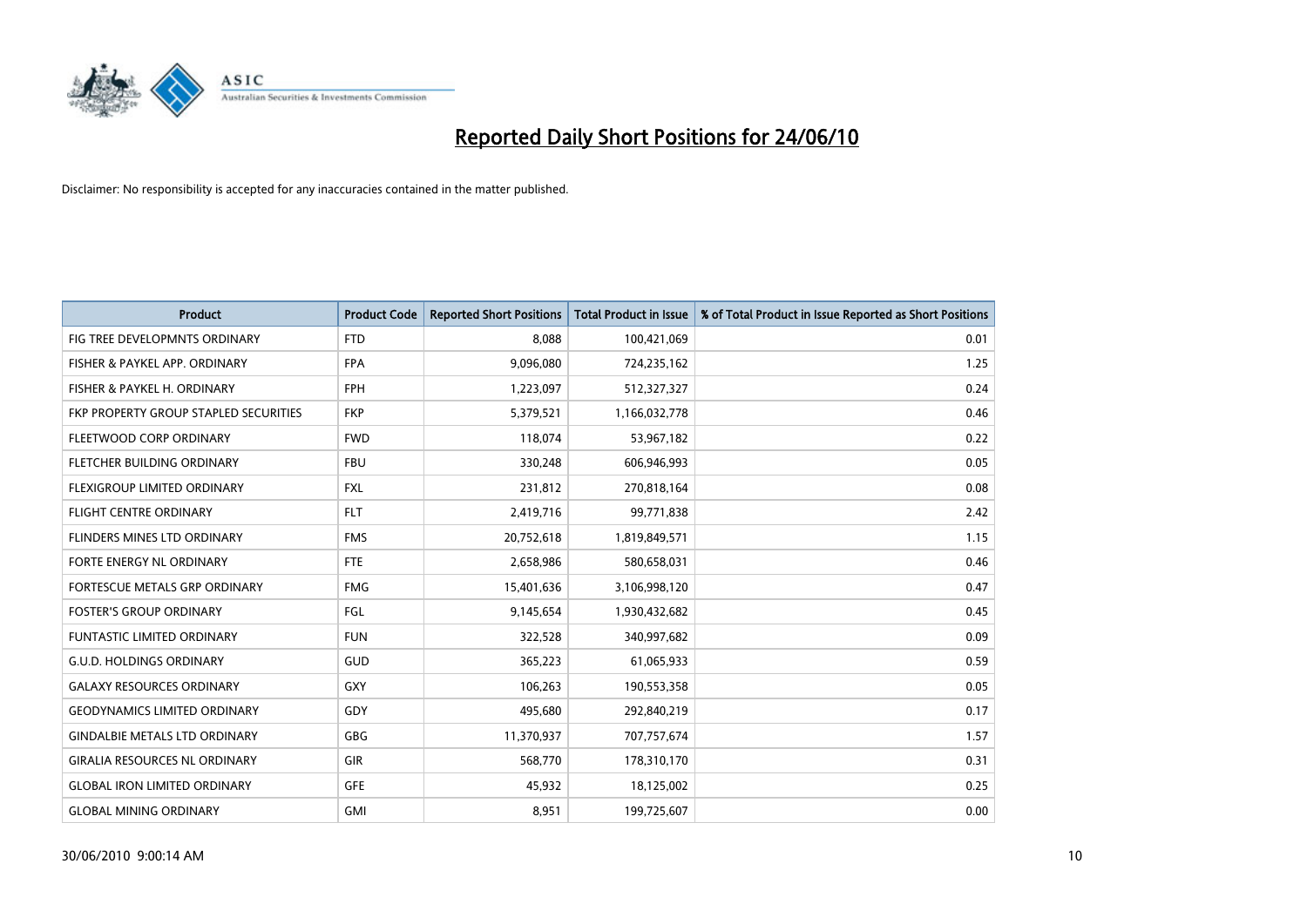# Reported Daily Short Positions for 24/06/10

Disclaimer: No responsibility is accepted for any inaccuracies contained in the matter published.

| Product | Product Code | Reported Short Positions | Total Product in Issue | % of Total Product in Issue Reported as Short Positions |
|---|---|---|---|---|
| FIG TREE DEVELOPMNTS ORDINARY | FTD | 8,088 | 100,421,069 | 0.01 |
| FISHER & PAYKEL APP. ORDINARY | FPA | 9,096,080 | 724,235,162 | 1.25 |
| FISHER & PAYKEL H. ORDINARY | FPH | 1,223,097 | 512,327,327 | 0.24 |
| FKP PROPERTY GROUP STAPLED SECURITIES | FKP | 5,379,521 | 1,166,032,778 | 0.46 |
| FLEETWOOD CORP ORDINARY | FWD | 118,074 | 53,967,182 | 0.22 |
| FLETCHER BUILDING ORDINARY | FBU | 330,248 | 606,946,993 | 0.05 |
| FLEXIGROUP LIMITED ORDINARY | FXL | 231,812 | 270,818,164 | 0.08 |
| FLIGHT CENTRE ORDINARY | FLT | 2,419,716 | 99,771,838 | 2.42 |
| FLINDERS MINES LTD ORDINARY | FMS | 20,752,618 | 1,819,849,571 | 1.15 |
| FORTE ENERGY NL ORDINARY | FTE | 2,658,986 | 580,658,031 | 0.46 |
| FORTESCUE METALS GRP ORDINARY | FMG | 15,401,636 | 3,106,998,120 | 0.47 |
| FOSTER'S GROUP ORDINARY | FGL | 9,145,654 | 1,930,432,682 | 0.45 |
| FUNTASTIC LIMITED ORDINARY | FUN | 322,528 | 340,997,682 | 0.09 |
| G.U.D. HOLDINGS ORDINARY | GUD | 365,223 | 61,065,933 | 0.59 |
| GALAXY RESOURCES ORDINARY | GXY | 106,263 | 190,553,358 | 0.05 |
| GEODYNAMICS LIMITED ORDINARY | GDY | 495,680 | 292,840,219 | 0.17 |
| GINDALBIE METALS LTD ORDINARY | GBG | 11,370,937 | 707,757,674 | 1.57 |
| GIRALIA RESOURCES NL ORDINARY | GIR | 568,770 | 178,310,170 | 0.31 |
| GLOBAL IRON LIMITED ORDINARY | GFE | 45,932 | 18,125,002 | 0.25 |
| GLOBAL MINING ORDINARY | GMI | 8,951 | 199,725,607 | 0.00 |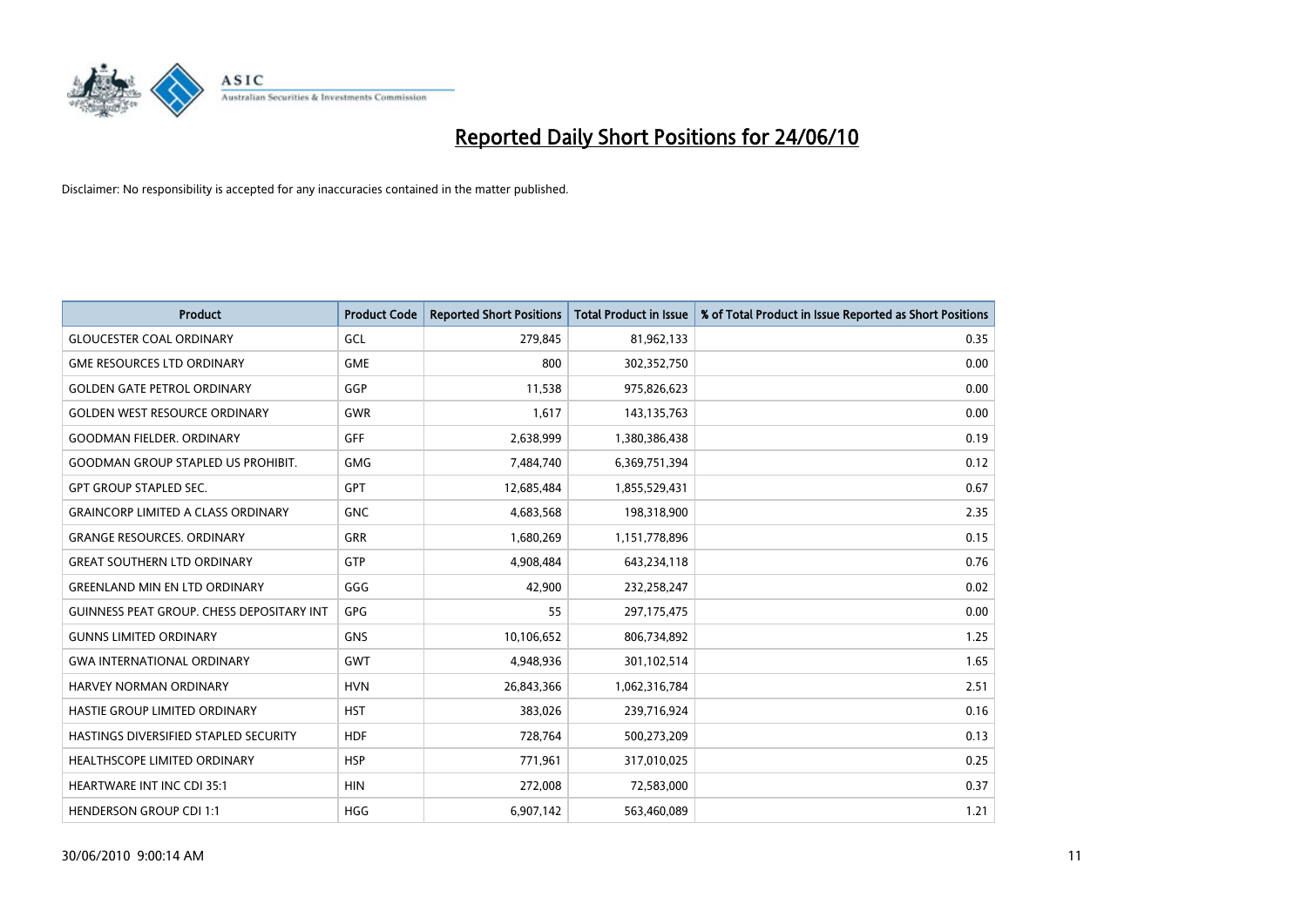# Reported Daily Short Positions for 24/06/10

Disclaimer: No responsibility is accepted for any inaccuracies contained in the matter published.

| Product | Product Code | Reported Short Positions | Total Product in Issue | % of Total Product in Issue Reported as Short Positions |
|---|---|---|---|---|
| GLOUCESTER COAL ORDINARY | GCL | 279,845 | 81,962,133 | 0.35 |
| GME RESOURCES LTD ORDINARY | GME | 800 | 302,352,750 | 0.00 |
| GOLDEN GATE PETROL ORDINARY | GGP | 11,538 | 975,826,623 | 0.00 |
| GOLDEN WEST RESOURCE ORDINARY | GWR | 1,617 | 143,135,763 | 0.00 |
| GOODMAN FIELDER. ORDINARY | GFF | 2,638,999 | 1,380,386,438 | 0.19 |
| GOODMAN GROUP STAPLED US PROHIBIT. | GMG | 7,484,740 | 6,369,751,394 | 0.12 |
| GPT GROUP STAPLED SEC. | GPT | 12,685,484 | 1,855,529,431 | 0.67 |
| GRAINCORP LIMITED A CLASS ORDINARY | GNC | 4,683,568 | 198,318,900 | 2.35 |
| GRANGE RESOURCES. ORDINARY | GRR | 1,680,269 | 1,151,778,896 | 0.15 |
| GREAT SOUTHERN LTD ORDINARY | GTP | 4,908,484 | 643,234,118 | 0.76 |
| GREENLAND MIN EN LTD ORDINARY | GGG | 42,900 | 232,258,247 | 0.02 |
| GUINNESS PEAT GROUP. CHESS DEPOSITARY INT | GPG | 55 | 297,175,475 | 0.00 |
| GUNNS LIMITED ORDINARY | GNS | 10,106,652 | 806,734,892 | 1.25 |
| GWA INTERNATIONAL ORDINARY | GWT | 4,948,936 | 301,102,514 | 1.65 |
| HARVEY NORMAN ORDINARY | HVN | 26,843,366 | 1,062,316,784 | 2.51 |
| HASTIE GROUP LIMITED ORDINARY | HST | 383,026 | 239,716,924 | 0.16 |
| HASTINGS DIVERSIFIED STAPLED SECURITY | HDF | 728,764 | 500,273,209 | 0.13 |
| HEALTHSCOPE LIMITED ORDINARY | HSP | 771,961 | 317,010,025 | 0.25 |
| HEARTWARE INT INC CDI 35:1 | HIN | 272,008 | 72,583,000 | 0.37 |
| HENDERSON GROUP CDI 1:1 | HGG | 6,907,142 | 563,460,089 | 1.21 |

30/06/2010 9:00:14 AM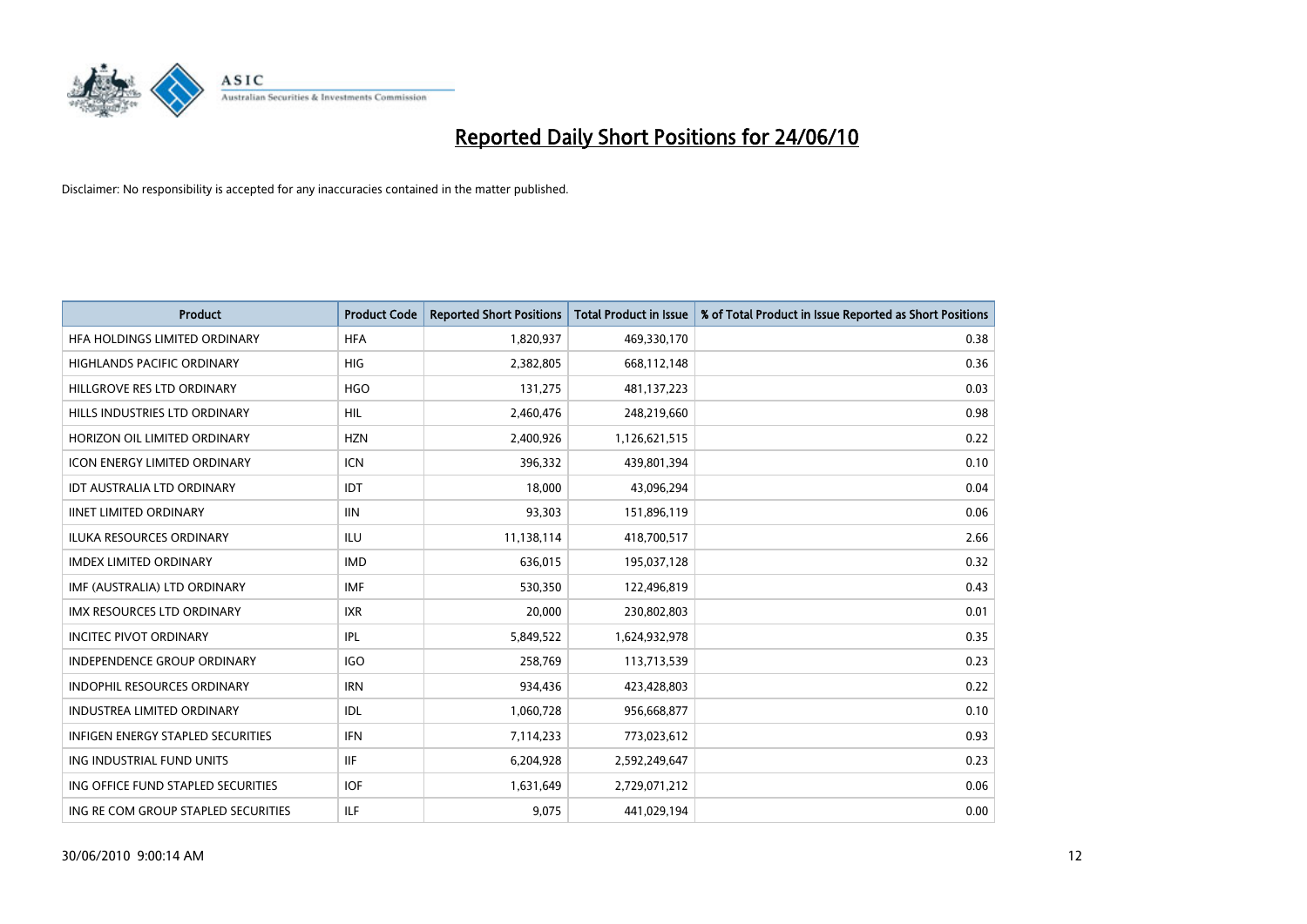# Reported Daily Short Positions for 24/06/10

Disclaimer: No responsibility is accepted for any inaccuracies contained in the matter published.

| Product | Product Code | Reported Short Positions | Total Product in Issue | % of Total Product in Issue Reported as Short Positions |
|---|---|---|---|---|
| HFA HOLDINGS LIMITED ORDINARY | HFA | 1,820,937 | 469,330,170 | 0.38 |
| HIGHLANDS PACIFIC ORDINARY | HIG | 2,382,805 | 668,112,148 | 0.36 |
| HILLGROVE RES LTD ORDINARY | HGO | 131,275 | 481,137,223 | 0.03 |
| HILLS INDUSTRIES LTD ORDINARY | HIL | 2,460,476 | 248,219,660 | 0.98 |
| HORIZON OIL LIMITED ORDINARY | HZN | 2,400,926 | 1,126,621,515 | 0.22 |
| ICON ENERGY LIMITED ORDINARY | ICN | 396,332 | 439,801,394 | 0.10 |
| IDT AUSTRALIA LTD ORDINARY | IDT | 18,000 | 43,096,294 | 0.04 |
| IINET LIMITED ORDINARY | IIN | 93,303 | 151,896,119 | 0.06 |
| ILUKA RESOURCES ORDINARY | ILU | 11,138,114 | 418,700,517 | 2.66 |
| IMDEX LIMITED ORDINARY | IMD | 636,015 | 195,037,128 | 0.32 |
| IMF (AUSTRALIA) LTD ORDINARY | IMF | 530,350 | 122,496,819 | 0.43 |
| IMX RESOURCES LTD ORDINARY | IXR | 20,000 | 230,802,803 | 0.01 |
| INCITEC PIVOT ORDINARY | IPL | 5,849,522 | 1,624,932,978 | 0.35 |
| INDEPENDENCE GROUP ORDINARY | IGO | 258,769 | 113,713,539 | 0.23 |
| INDOPHIL RESOURCES ORDINARY | IRN | 934,436 | 423,428,803 | 0.22 |
| INDUSTREA LIMITED ORDINARY | IDL | 1,060,728 | 956,668,877 | 0.10 |
| INFIGEN ENERGY STAPLED SECURITIES | IFN | 7,114,233 | 773,023,612 | 0.93 |
| ING INDUSTRIAL FUND UNITS | IIF | 6,204,928 | 2,592,249,647 | 0.23 |
| ING OFFICE FUND STAPLED SECURITIES | IOF | 1,631,649 | 2,729,071,212 | 0.06 |
| ING RE COM GROUP STAPLED SECURITIES | ILF | 9,075 | 441,029,194 | 0.00 |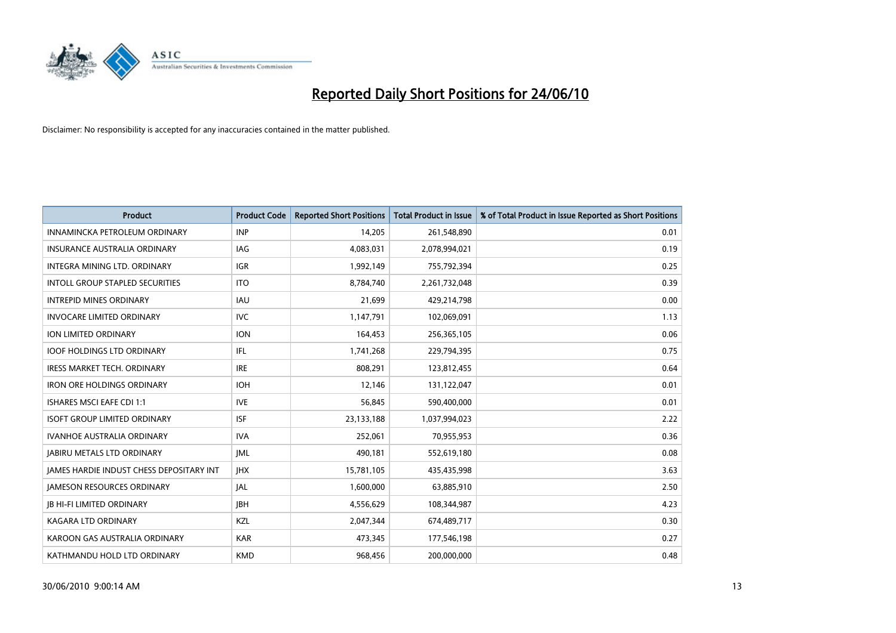# Reported Daily Short Positions for 24/06/10

Disclaimer: No responsibility is accepted for any inaccuracies contained in the matter published.

| Product | Product Code | Reported Short Positions | Total Product in Issue | % of Total Product in Issue Reported as Short Positions |
|---|---|---|---|---|
| INNAMINCKA PETROLEUM ORDINARY | INP | 14,205 | 261,548,890 | 0.01 |
| INSURANCE AUSTRALIA ORDINARY | IAG | 4,083,031 | 2,078,994,021 | 0.19 |
| INTEGRA MINING LTD. ORDINARY | IGR | 1,992,149 | 755,792,394 | 0.25 |
| INTOLL GROUP STAPLED SECURITIES | ITO | 8,784,740 | 2,261,732,048 | 0.39 |
| INTREPID MINES ORDINARY | IAU | 21,699 | 429,214,798 | 0.00 |
| INVOCARE LIMITED ORDINARY | IVC | 1,147,791 | 102,069,091 | 1.13 |
| ION LIMITED ORDINARY | ION | 164,453 | 256,365,105 | 0.06 |
| IOOF HOLDINGS LTD ORDINARY | IFL | 1,741,268 | 229,794,395 | 0.75 |
| IRESS MARKET TECH. ORDINARY | IRE | 808,291 | 123,812,455 | 0.64 |
| IRON ORE HOLDINGS ORDINARY | IOH | 12,146 | 131,122,047 | 0.01 |
| ISHARES MSCI EAFE CDI 1:1 | IVE | 56,845 | 590,400,000 | 0.01 |
| ISOFT GROUP LIMITED ORDINARY | ISF | 23,133,188 | 1,037,994,023 | 2.22 |
| IVANHOE AUSTRALIA ORDINARY | IVA | 252,061 | 70,955,953 | 0.36 |
| JABIRU METALS LTD ORDINARY | JML | 490,181 | 552,619,180 | 0.08 |
| JAMES HARDIE INDUST CHESS DEPOSITARY INT | JHX | 15,781,105 | 435,435,998 | 3.63 |
| JAMESON RESOURCES ORDINARY | JAL | 1,600,000 | 63,885,910 | 2.50 |
| JB HI-FI LIMITED ORDINARY | JBH | 4,556,629 | 108,344,987 | 4.23 |
| KAGARA LTD ORDINARY | KZL | 2,047,344 | 674,489,717 | 0.30 |
| KAROON GAS AUSTRALIA ORDINARY | KAR | 473,345 | 177,546,198 | 0.27 |
| KATHMANDU HOLD LTD ORDINARY | KMD | 968,456 | 200,000,000 | 0.48 |

30/06/2010 9:00:14 AM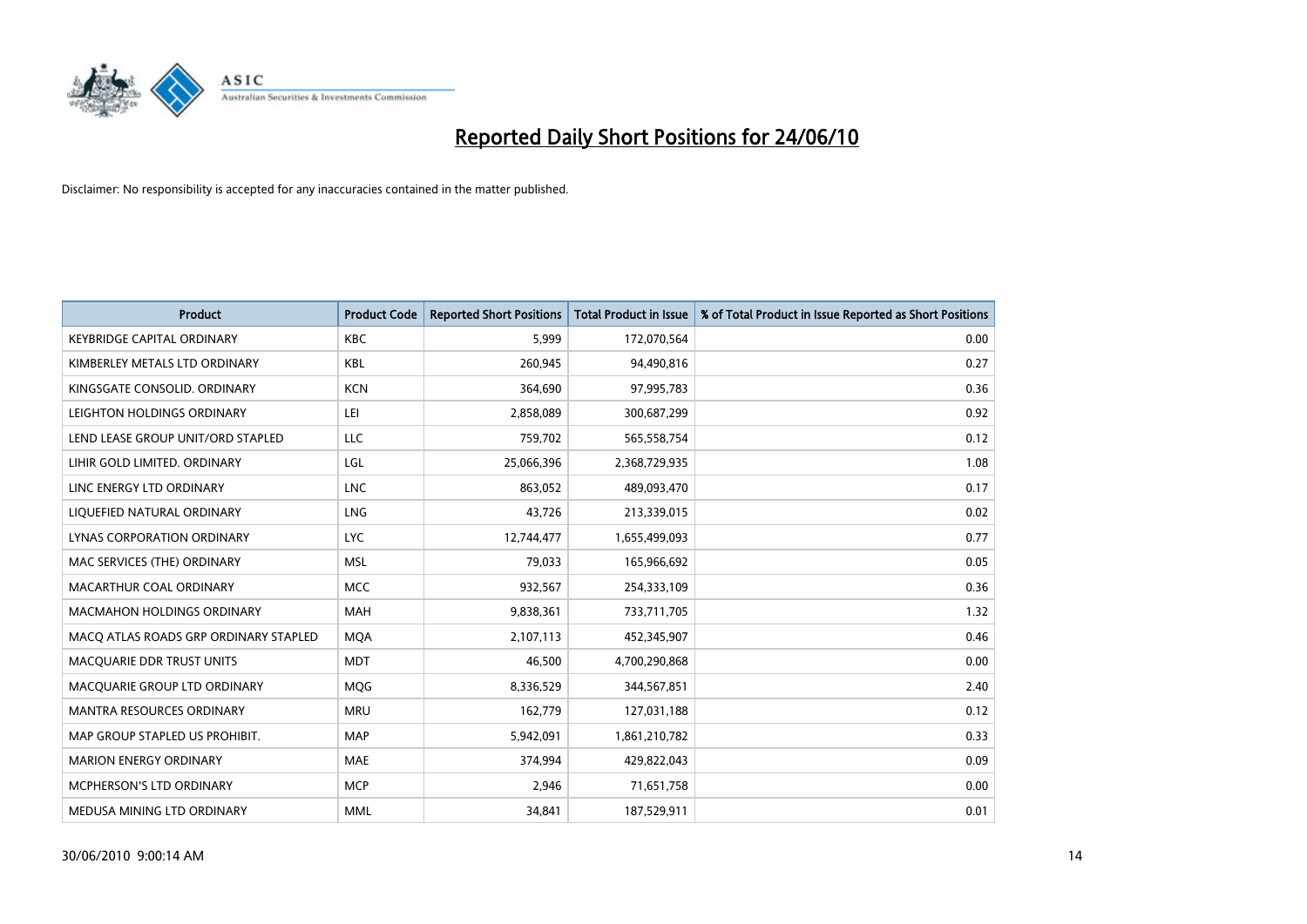# Reported Daily Short Positions for 24/06/10

Disclaimer: No responsibility is accepted for any inaccuracies contained in the matter published.

| Product | Product Code | Reported Short Positions | Total Product in Issue | % of Total Product in Issue Reported as Short Positions |
|---|---|---|---|---|
| KEYBRIDGE CAPITAL ORDINARY | KBC | 5,999 | 172,070,564 | 0.00 |
| KIMBERLEY METALS LTD ORDINARY | KBL | 260,945 | 94,490,816 | 0.27 |
| KINGSGATE CONSOLID. ORDINARY | KCN | 364,690 | 97,995,783 | 0.36 |
| LEIGHTON HOLDINGS ORDINARY | LEI | 2,858,089 | 300,687,299 | 0.92 |
| LEND LEASE GROUP UNIT/ORD STAPLED | LLC | 759,702 | 565,558,754 | 0.12 |
| LIHIR GOLD LIMITED. ORDINARY | LGL | 25,066,396 | 2,368,729,935 | 1.08 |
| LINC ENERGY LTD ORDINARY | LNC | 863,052 | 489,093,470 | 0.17 |
| LIQUEFIED NATURAL ORDINARY | LNG | 43,726 | 213,339,015 | 0.02 |
| LYNAS CORPORATION ORDINARY | LYC | 12,744,477 | 1,655,499,093 | 0.77 |
| MAC SERVICES (THE) ORDINARY | MSL | 79,033 | 165,966,692 | 0.05 |
| MACARTHUR COAL ORDINARY | MCC | 932,567 | 254,333,109 | 0.36 |
| MACMAHON HOLDINGS ORDINARY | MAH | 9,838,361 | 733,711,705 | 1.32 |
| MACQ ATLAS ROADS GRP ORDINARY STAPLED | MQA | 2,107,113 | 452,345,907 | 0.46 |
| MACQUARIE DDR TRUST UNITS | MDT | 46,500 | 4,700,290,868 | 0.00 |
| MACQUARIE GROUP LTD ORDINARY | MQG | 8,336,529 | 344,567,851 | 2.40 |
| MANTRA RESOURCES ORDINARY | MRU | 162,779 | 127,031,188 | 0.12 |
| MAP GROUP STAPLED US PROHIBIT. | MAP | 5,942,091 | 1,861,210,782 | 0.33 |
| MARION ENERGY ORDINARY | MAE | 374,994 | 429,822,043 | 0.09 |
| MCPHERSON'S LTD ORDINARY | MCP | 2,946 | 71,651,758 | 0.00 |
| MEDUSA MINING LTD ORDINARY | MML | 34,841 | 187,529,911 | 0.01 |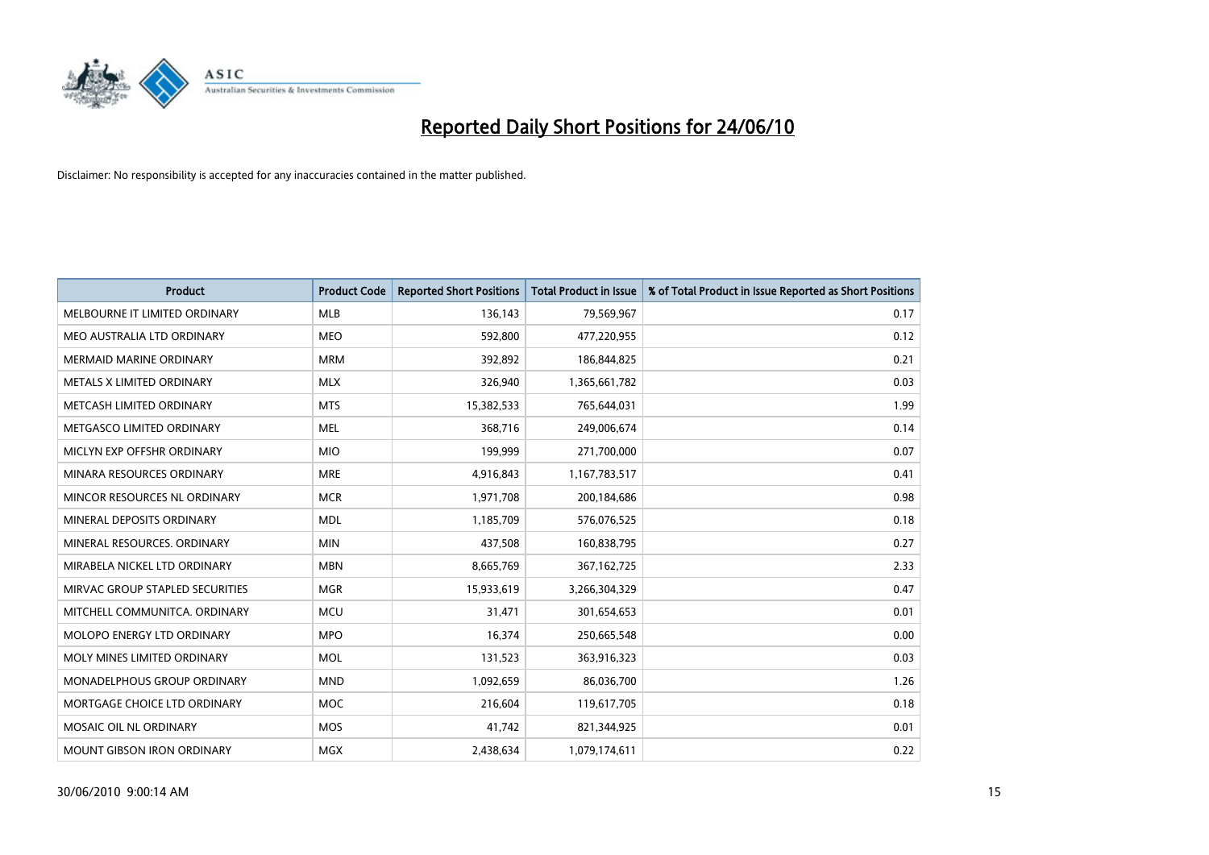# Reported Daily Short Positions for 24/06/10

Disclaimer: No responsibility is accepted for any inaccuracies contained in the matter published.

| Product | Product Code | Reported Short Positions | Total Product in Issue | % of Total Product in Issue Reported as Short Positions |
|---|---|---|---|---|
| MELBOURNE IT LIMITED ORDINARY | MLB | 136,143 | 79,569,967 | 0.17 |
| MEO AUSTRALIA LTD ORDINARY | MEO | 592,800 | 477,220,955 | 0.12 |
| MERMAID MARINE ORDINARY | MRM | 392,892 | 186,844,825 | 0.21 |
| METALS X LIMITED ORDINARY | MLX | 326,940 | 1,365,661,782 | 0.03 |
| METCASH LIMITED ORDINARY | MTS | 15,382,533 | 765,644,031 | 1.99 |
| METGASCO LIMITED ORDINARY | MEL | 368,716 | 249,006,674 | 0.14 |
| MICLYN EXP OFFSHR ORDINARY | MIO | 199,999 | 271,700,000 | 0.07 |
| MINARA RESOURCES ORDINARY | MRE | 4,916,843 | 1,167,783,517 | 0.41 |
| MINCOR RESOURCES NL ORDINARY | MCR | 1,971,708 | 200,184,686 | 0.98 |
| MINERAL DEPOSITS ORDINARY | MDL | 1,185,709 | 576,076,525 | 0.18 |
| MINERAL RESOURCES. ORDINARY | MIN | 437,508 | 160,838,795 | 0.27 |
| MIRABELA NICKEL LTD ORDINARY | MBN | 8,665,769 | 367,162,725 | 2.33 |
| MIRVAC GROUP STAPLED SECURITIES | MGR | 15,933,619 | 3,266,304,329 | 0.47 |
| MITCHELL COMMUNITCA. ORDINARY | MCU | 31,471 | 301,654,653 | 0.01 |
| MOLOPO ENERGY LTD ORDINARY | MPO | 16,374 | 250,665,548 | 0.00 |
| MOLY MINES LIMITED ORDINARY | MOL | 131,523 | 363,916,323 | 0.03 |
| MONADELPHOUS GROUP ORDINARY | MND | 1,092,659 | 86,036,700 | 1.26 |
| MORTGAGE CHOICE LTD ORDINARY | MOC | 216,604 | 119,617,705 | 0.18 |
| MOSAIC OIL NL ORDINARY | MOS | 41,742 | 821,344,925 | 0.01 |
| MOUNT GIBSON IRON ORDINARY | MGX | 2,438,634 | 1,079,174,611 | 0.22 |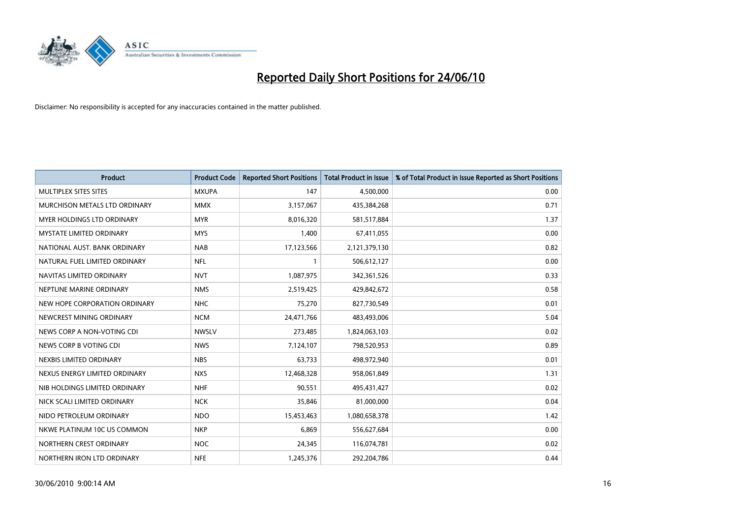# Reported Daily Short Positions for 24/06/10

Disclaimer: No responsibility is accepted for any inaccuracies contained in the matter published.

| Product | Product Code | Reported Short Positions | Total Product in Issue | % of Total Product in Issue Reported as Short Positions |
|---|---|---|---|---|
| MULTIPLEX SITES SITES | MXUPA | 147 | 4,500,000 | 0.00 |
| MURCHISON METALS LTD ORDINARY | MMX | 3,157,067 | 435,384,268 | 0.71 |
| MYER HOLDINGS LTD ORDINARY | MYR | 8,016,320 | 581,517,884 | 1.37 |
| MYSTATE LIMITED ORDINARY | MYS | 1,400 | 67,411,055 | 0.00 |
| NATIONAL AUST. BANK ORDINARY | NAB | 17,123,566 | 2,121,379,130 | 0.82 |
| NATURAL FUEL LIMITED ORDINARY | NFL | 1 | 506,612,127 | 0.00 |
| NAVITAS LIMITED ORDINARY | NVT | 1,087,975 | 342,361,526 | 0.33 |
| NEPTUNE MARINE ORDINARY | NMS | 2,519,425 | 429,842,672 | 0.58 |
| NEW HOPE CORPORATION ORDINARY | NHC | 75,270 | 827,730,549 | 0.01 |
| NEWCREST MINING ORDINARY | NCM | 24,471,766 | 483,493,006 | 5.04 |
| NEWS CORP A NON-VOTING CDI | NWSLV | 273,485 | 1,824,063,103 | 0.02 |
| NEWS CORP B VOTING CDI | NWS | 7,124,107 | 798,520,953 | 0.89 |
| NEXBIS LIMITED ORDINARY | NBS | 63,733 | 498,972,940 | 0.01 |
| NEXUS ENERGY LIMITED ORDINARY | NXS | 12,468,328 | 958,061,849 | 1.31 |
| NIB HOLDINGS LIMITED ORDINARY | NHF | 90,551 | 495,431,427 | 0.02 |
| NICK SCALI LIMITED ORDINARY | NCK | 35,846 | 81,000,000 | 0.04 |
| NIDO PETROLEUM ORDINARY | NDO | 15,453,463 | 1,080,658,378 | 1.42 |
| NKWE PLATINUM 10C US COMMON | NKP | 6,869 | 556,627,684 | 0.00 |
| NORTHERN CREST ORDINARY | NOC | 24,345 | 116,074,781 | 0.02 |
| NORTHERN IRON LTD ORDINARY | NFE | 1,245,376 | 292,204,786 | 0.44 |

30/06/2010 9:00:14 AM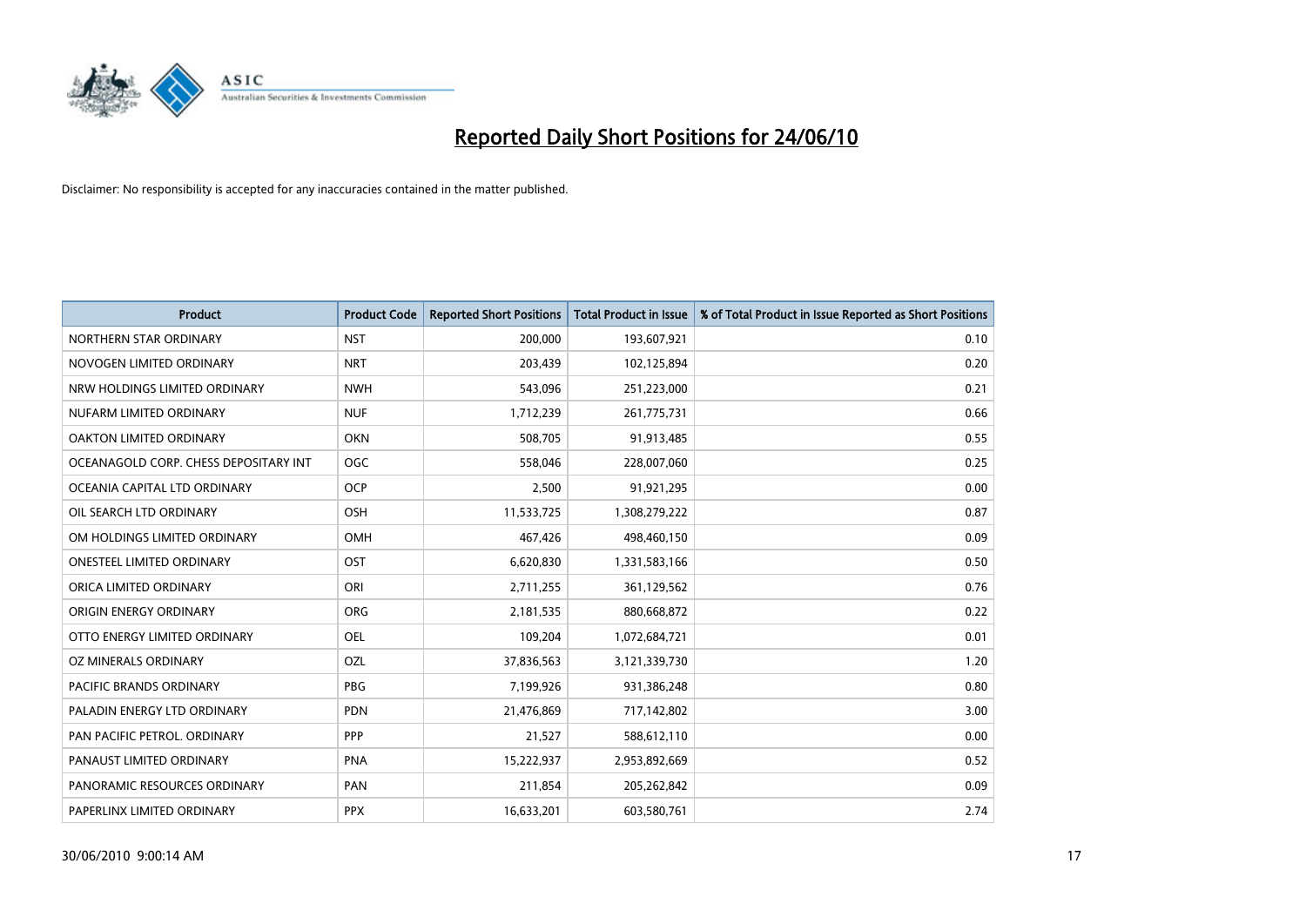# Reported Daily Short Positions for 24/06/10

Disclaimer: No responsibility is accepted for any inaccuracies contained in the matter published.

| Product | Product Code | Reported Short Positions | Total Product in Issue | % of Total Product in Issue Reported as Short Positions |
|---|---|---|---|---|
| NORTHERN STAR ORDINARY | NST | 200,000 | 193,607,921 | 0.10 |
| NOVOGEN LIMITED ORDINARY | NRT | 203,439 | 102,125,894 | 0.20 |
| NRW HOLDINGS LIMITED ORDINARY | NWH | 543,096 | 251,223,000 | 0.21 |
| NUFARM LIMITED ORDINARY | NUF | 1,712,239 | 261,775,731 | 0.66 |
| OAKTON LIMITED ORDINARY | OKN | 508,705 | 91,913,485 | 0.55 |
| OCEANAGOLD CORP. CHESS DEPOSITARY INT | OGC | 558,046 | 228,007,060 | 0.25 |
| OCEANIA CAPITAL LTD ORDINARY | OCP | 2,500 | 91,921,295 | 0.00 |
| OIL SEARCH LTD ORDINARY | OSH | 11,533,725 | 1,308,279,222 | 0.87 |
| OM HOLDINGS LIMITED ORDINARY | OMH | 467,426 | 498,460,150 | 0.09 |
| ONESTEEL LIMITED ORDINARY | OST | 6,620,830 | 1,331,583,166 | 0.50 |
| ORICA LIMITED ORDINARY | ORI | 2,711,255 | 361,129,562 | 0.76 |
| ORIGIN ENERGY ORDINARY | ORG | 2,181,535 | 880,668,872 | 0.22 |
| OTTO ENERGY LIMITED ORDINARY | OEL | 109,204 | 1,072,684,721 | 0.01 |
| OZ MINERALS ORDINARY | OZL | 37,836,563 | 3,121,339,730 | 1.20 |
| PACIFIC BRANDS ORDINARY | PBG | 7,199,926 | 931,386,248 | 0.80 |
| PALADIN ENERGY LTD ORDINARY | PDN | 21,476,869 | 717,142,802 | 3.00 |
| PAN PACIFIC PETROL. ORDINARY | PPP | 21,527 | 588,612,110 | 0.00 |
| PANAUST LIMITED ORDINARY | PNA | 15,222,937 | 2,953,892,669 | 0.52 |
| PANORAMIC RESOURCES ORDINARY | PAN | 211,854 | 205,262,842 | 0.09 |
| PAPERLINX LIMITED ORDINARY | PPX | 16,633,201 | 603,580,761 | 2.74 |

30/06/2010 9:00:14 AM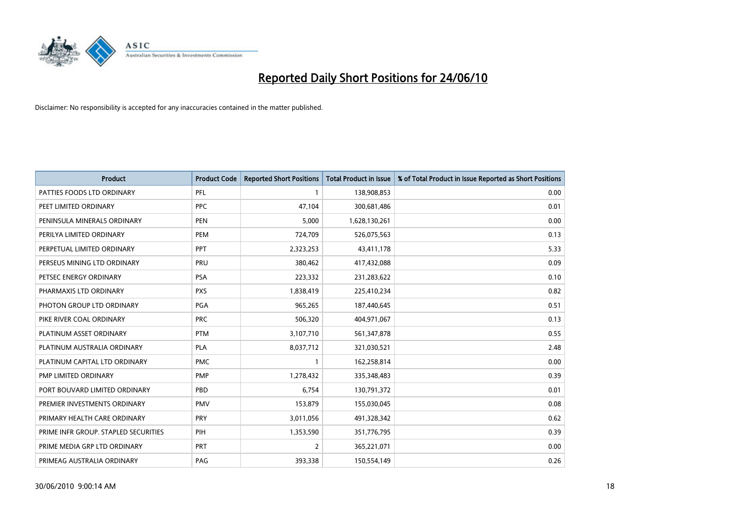# Reported Daily Short Positions for 24/06/10

Disclaimer: No responsibility is accepted for any inaccuracies contained in the matter published.

| Product | Product Code | Reported Short Positions | Total Product in Issue | % of Total Product in Issue Reported as Short Positions |
|---|---|---|---|---|
| PATTIES FOODS LTD ORDINARY | PFL | 1 | 138,908,853 | 0.00 |
| PEET LIMITED ORDINARY | PPC | 47,104 | 300,681,486 | 0.01 |
| PENINSULA MINERALS ORDINARY | PEN | 5,000 | 1,628,130,261 | 0.00 |
| PERILYA LIMITED ORDINARY | PEM | 724,709 | 526,075,563 | 0.13 |
| PERPETUAL LIMITED ORDINARY | PPT | 2,323,253 | 43,411,178 | 5.33 |
| PERSEUS MINING LTD ORDINARY | PRU | 380,462 | 417,432,088 | 0.09 |
| PETSEC ENERGY ORDINARY | PSA | 223,332 | 231,283,622 | 0.10 |
| PHARMAXIS LTD ORDINARY | PXS | 1,838,419 | 225,410,234 | 0.82 |
| PHOTON GROUP LTD ORDINARY | PGA | 965,265 | 187,440,645 | 0.51 |
| PIKE RIVER COAL ORDINARY | PRC | 506,320 | 404,971,067 | 0.13 |
| PLATINUM ASSET ORDINARY | PTM | 3,107,710 | 561,347,878 | 0.55 |
| PLATINUM AUSTRALIA ORDINARY | PLA | 8,037,712 | 321,030,521 | 2.48 |
| PLATINUM CAPITAL LTD ORDINARY | PMC | 1 | 162,258,814 | 0.00 |
| PMP LIMITED ORDINARY | PMP | 1,278,432 | 335,348,483 | 0.39 |
| PORT BOUVARD LIMITED ORDINARY | PBD | 6,754 | 130,791,372 | 0.01 |
| PREMIER INVESTMENTS ORDINARY | PMV | 153,879 | 155,030,045 | 0.08 |
| PRIMARY HEALTH CARE ORDINARY | PRY | 3,011,056 | 491,328,342 | 0.62 |
| PRIME INFR GROUP. STAPLED SECURITIES | PIH | 1,353,590 | 351,776,795 | 0.39 |
| PRIME MEDIA GRP LTD ORDINARY | PRT | 2 | 365,221,071 | 0.00 |
| PRIMEAG AUSTRALIA ORDINARY | PAG | 393,338 | 150,554,149 | 0.26 |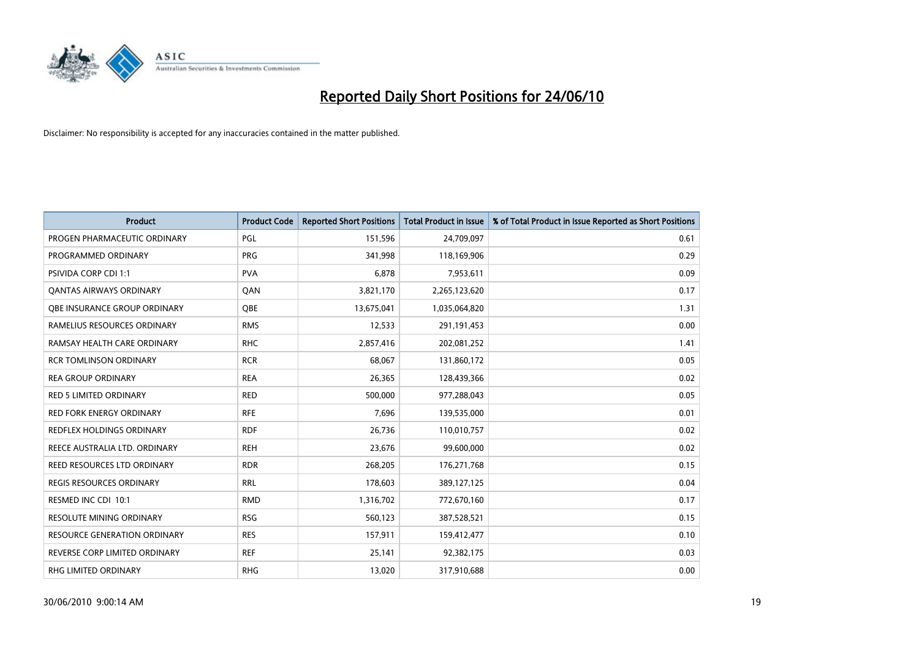# Reported Daily Short Positions for 24/06/10

Disclaimer: No responsibility is accepted for any inaccuracies contained in the matter published.

| Product | Product Code | Reported Short Positions | Total Product in Issue | % of Total Product in Issue Reported as Short Positions |
|---|---|---|---|---|
| PROGEN PHARMACEUTIC ORDINARY | PGL | 151,596 | 24,709,097 | 0.61 |
| PROGRAMMED ORDINARY | PRG | 341,998 | 118,169,906 | 0.29 |
| PSIVIDA CORP CDI 1:1 | PVA | 6,878 | 7,953,611 | 0.09 |
| QANTAS AIRWAYS ORDINARY | QAN | 3,821,170 | 2,265,123,620 | 0.17 |
| QBE INSURANCE GROUP ORDINARY | QBE | 13,675,041 | 1,035,064,820 | 1.31 |
| RAMELIUS RESOURCES ORDINARY | RMS | 12,533 | 291,191,453 | 0.00 |
| RAMSAY HEALTH CARE ORDINARY | RHC | 2,857,416 | 202,081,252 | 1.41 |
| RCR TOMLINSON ORDINARY | RCR | 68,067 | 131,860,172 | 0.05 |
| REA GROUP ORDINARY | REA | 26,365 | 128,439,366 | 0.02 |
| RED 5 LIMITED ORDINARY | RED | 500,000 | 977,288,043 | 0.05 |
| RED FORK ENERGY ORDINARY | RFE | 7,696 | 139,535,000 | 0.01 |
| REDFLEX HOLDINGS ORDINARY | RDF | 26,736 | 110,010,757 | 0.02 |
| REECE AUSTRALIA LTD. ORDINARY | REH | 23,676 | 99,600,000 | 0.02 |
| REED RESOURCES LTD ORDINARY | RDR | 268,205 | 176,271,768 | 0.15 |
| REGIS RESOURCES ORDINARY | RRL | 178,603 | 389,127,125 | 0.04 |
| RESMED INC CDI 10:1 | RMD | 1,316,702 | 772,670,160 | 0.17 |
| RESOLUTE MINING ORDINARY | RSG | 560,123 | 387,528,521 | 0.15 |
| RESOURCE GENERATION ORDINARY | RES | 157,911 | 159,412,477 | 0.10 |
| REVERSE CORP LIMITED ORDINARY | REF | 25,141 | 92,382,175 | 0.03 |
| RHG LIMITED ORDINARY | RHG | 13,020 | 317,910,688 | 0.00 |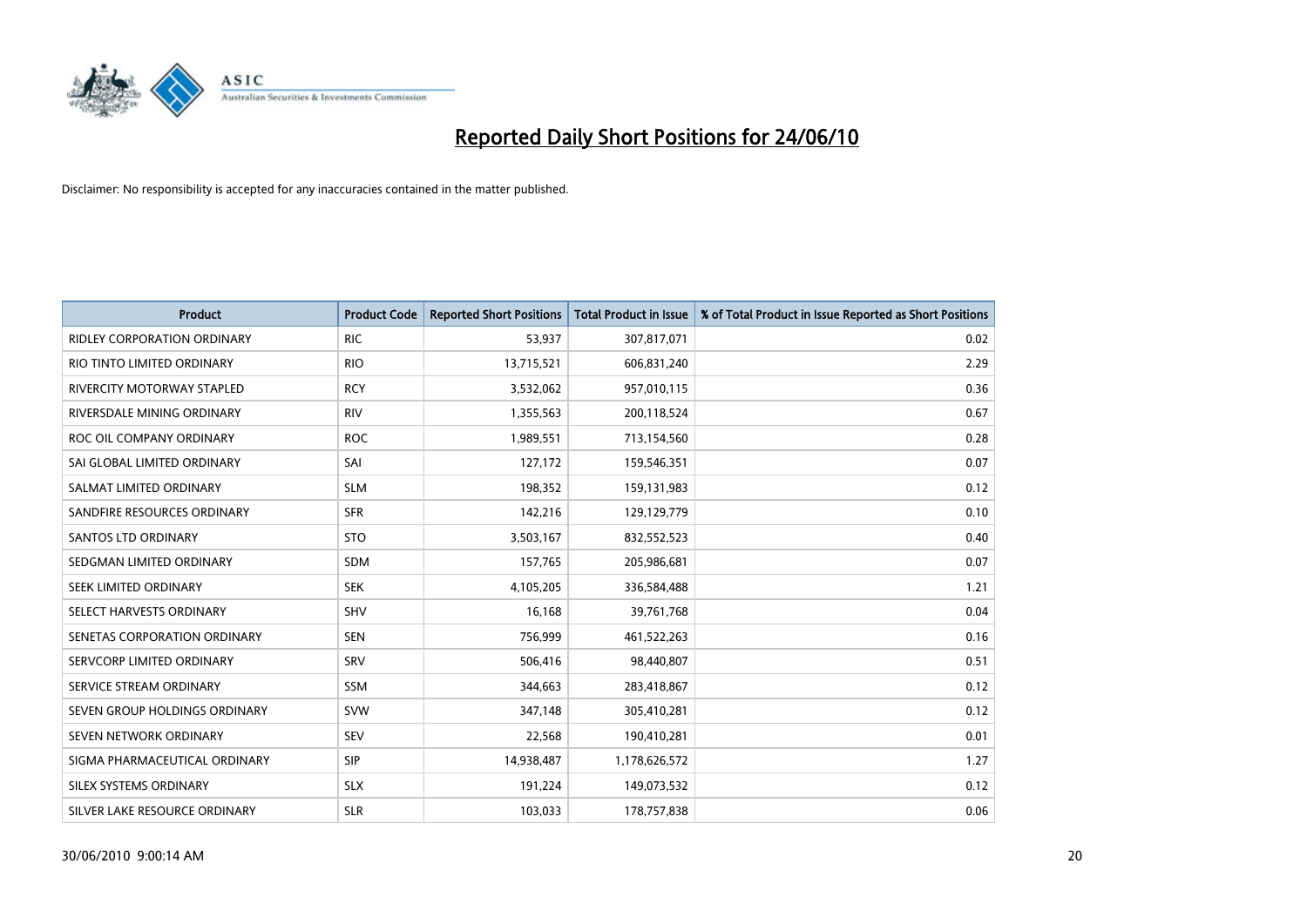# Reported Daily Short Positions for 24/06/10

Disclaimer: No responsibility is accepted for any inaccuracies contained in the matter published.

| Product | Product Code | Reported Short Positions | Total Product in Issue | % of Total Product in Issue Reported as Short Positions |
|---|---|---|---|---|
| RIDLEY CORPORATION ORDINARY | RIC | 53,937 | 307,817,071 | 0.02 |
| RIO TINTO LIMITED ORDINARY | RIO | 13,715,521 | 606,831,240 | 2.29 |
| RIVERCITY MOTORWAY STAPLED | RCY | 3,532,062 | 957,010,115 | 0.36 |
| RIVERSDALE MINING ORDINARY | RIV | 1,355,563 | 200,118,524 | 0.67 |
| ROC OIL COMPANY ORDINARY | ROC | 1,989,551 | 713,154,560 | 0.28 |
| SAI GLOBAL LIMITED ORDINARY | SAI | 127,172 | 159,546,351 | 0.07 |
| SALMAT LIMITED ORDINARY | SLM | 198,352 | 159,131,983 | 0.12 |
| SANDFIRE RESOURCES ORDINARY | SFR | 142,216 | 129,129,779 | 0.10 |
| SANTOS LTD ORDINARY | STO | 3,503,167 | 832,552,523 | 0.40 |
| SEDGMAN LIMITED ORDINARY | SDM | 157,765 | 205,986,681 | 0.07 |
| SEEK LIMITED ORDINARY | SEK | 4,105,205 | 336,584,488 | 1.21 |
| SELECT HARVESTS ORDINARY | SHV | 16,168 | 39,761,768 | 0.04 |
| SENETAS CORPORATION ORDINARY | SEN | 756,999 | 461,522,263 | 0.16 |
| SERVCORP LIMITED ORDINARY | SRV | 506,416 | 98,440,807 | 0.51 |
| SERVICE STREAM ORDINARY | SSM | 344,663 | 283,418,867 | 0.12 |
| SEVEN GROUP HOLDINGS ORDINARY | SVW | 347,148 | 305,410,281 | 0.12 |
| SEVEN NETWORK ORDINARY | SEV | 22,568 | 190,410,281 | 0.01 |
| SIGMA PHARMACEUTICAL ORDINARY | SIP | 14,938,487 | 1,178,626,572 | 1.27 |
| SILEX SYSTEMS ORDINARY | SLX | 191,224 | 149,073,532 | 0.12 |
| SILVER LAKE RESOURCE ORDINARY | SLR | 103,033 | 178,757,838 | 0.06 |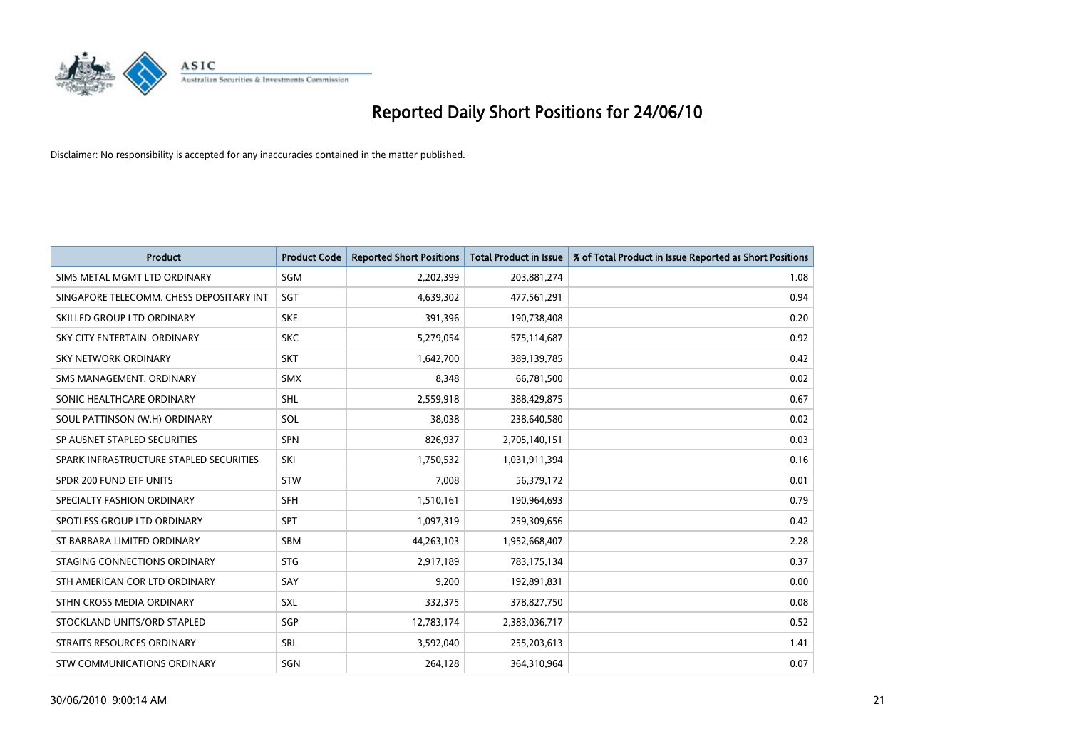# Reported Daily Short Positions for 24/06/10

Disclaimer: No responsibility is accepted for any inaccuracies contained in the matter published.

| Product | Product Code | Reported Short Positions | Total Product in Issue | % of Total Product in Issue Reported as Short Positions |
|---|---|---|---|---|
| SIMS METAL MGMT LTD ORDINARY | SGM | 2,202,399 | 203,881,274 | 1.08 |
| SINGAPORE TELECOMM. CHESS DEPOSITARY INT | SGT | 4,639,302 | 477,561,291 | 0.94 |
| SKILLED GROUP LTD ORDINARY | SKE | 391,396 | 190,738,408 | 0.20 |
| SKY CITY ENTERTAIN. ORDINARY | SKC | 5,279,054 | 575,114,687 | 0.92 |
| SKY NETWORK ORDINARY | SKT | 1,642,700 | 389,139,785 | 0.42 |
| SMS MANAGEMENT. ORDINARY | SMX | 8,348 | 66,781,500 | 0.02 |
| SONIC HEALTHCARE ORDINARY | SHL | 2,559,918 | 388,429,875 | 0.67 |
| SOUL PATTINSON (W.H) ORDINARY | SOL | 38,038 | 238,640,580 | 0.02 |
| SP AUSNET STAPLED SECURITIES | SPN | 826,937 | 2,705,140,151 | 0.03 |
| SPARK INFRASTRUCTURE STAPLED SECURITIES | SKI | 1,750,532 | 1,031,911,394 | 0.16 |
| SPDR 200 FUND ETF UNITS | STW | 7,008 | 56,379,172 | 0.01 |
| SPECIALTY FASHION ORDINARY | SFH | 1,510,161 | 190,964,693 | 0.79 |
| SPOTLESS GROUP LTD ORDINARY | SPT | 1,097,319 | 259,309,656 | 0.42 |
| ST BARBARA LIMITED ORDINARY | SBM | 44,263,103 | 1,952,668,407 | 2.28 |
| STAGING CONNECTIONS ORDINARY | STG | 2,917,189 | 783,175,134 | 0.37 |
| STH AMERICAN COR LTD ORDINARY | SAY | 9,200 | 192,891,831 | 0.00 |
| STHN CROSS MEDIA ORDINARY | SXL | 332,375 | 378,827,750 | 0.08 |
| STOCKLAND UNITS/ORD STAPLED | SGP | 12,783,174 | 2,383,036,717 | 0.52 |
| STRAITS RESOURCES ORDINARY | SRL | 3,592,040 | 255,203,613 | 1.41 |
| STW COMMUNICATIONS ORDINARY | SGN | 264,128 | 364,310,964 | 0.07 |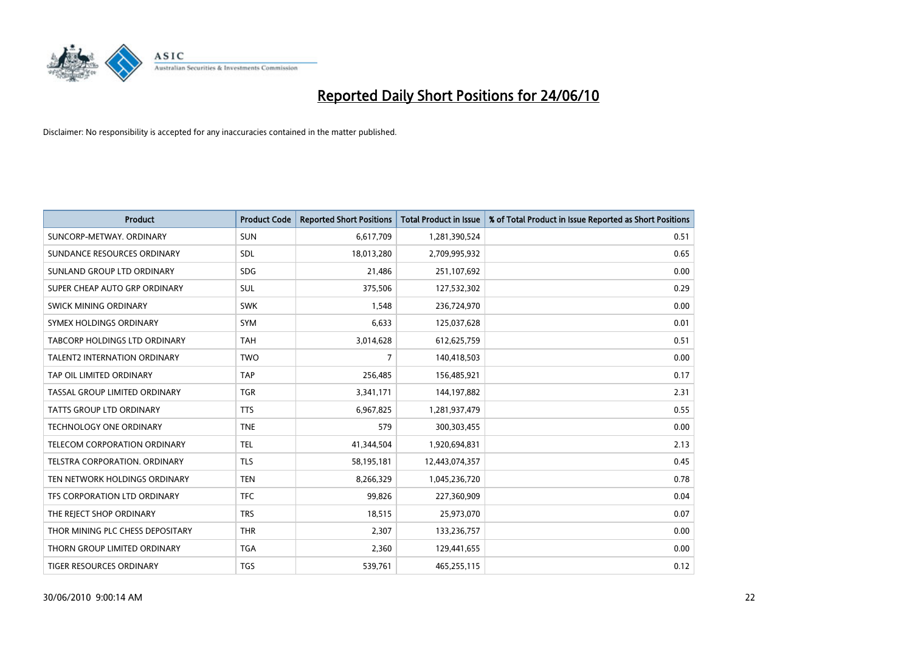# Reported Daily Short Positions for 24/06/10

Disclaimer: No responsibility is accepted for any inaccuracies contained in the matter published.

| Product | Product Code | Reported Short Positions | Total Product in Issue | % of Total Product in Issue Reported as Short Positions |
|---|---|---|---|---|
| SUNCORP-METWAY. ORDINARY | SUN | 6,617,709 | 1,281,390,524 | 0.51 |
| SUNDANCE RESOURCES ORDINARY | SDL | 18,013,280 | 2,709,995,932 | 0.65 |
| SUNLAND GROUP LTD ORDINARY | SDG | 21,486 | 251,107,692 | 0.00 |
| SUPER CHEAP AUTO GRP ORDINARY | SUL | 375,506 | 127,532,302 | 0.29 |
| SWICK MINING ORDINARY | SWK | 1,548 | 236,724,970 | 0.00 |
| SYMEX HOLDINGS ORDINARY | SYM | 6,633 | 125,037,628 | 0.01 |
| TABCORP HOLDINGS LTD ORDINARY | TAH | 3,014,628 | 612,625,759 | 0.51 |
| TALENT2 INTERNATION ORDINARY | TWO | 7 | 140,418,503 | 0.00 |
| TAP OIL LIMITED ORDINARY | TAP | 256,485 | 156,485,921 | 0.17 |
| TASSAL GROUP LIMITED ORDINARY | TGR | 3,341,171 | 144,197,882 | 2.31 |
| TATTS GROUP LTD ORDINARY | TTS | 6,967,825 | 1,281,937,479 | 0.55 |
| TECHNOLOGY ONE ORDINARY | TNE | 579 | 300,303,455 | 0.00 |
| TELECOM CORPORATION ORDINARY | TEL | 41,344,504 | 1,920,694,831 | 2.13 |
| TELSTRA CORPORATION. ORDINARY | TLS | 58,195,181 | 12,443,074,357 | 0.45 |
| TEN NETWORK HOLDINGS ORDINARY | TEN | 8,266,329 | 1,045,236,720 | 0.78 |
| TFS CORPORATION LTD ORDINARY | TFC | 99,826 | 227,360,909 | 0.04 |
| THE REJECT SHOP ORDINARY | TRS | 18,515 | 25,973,070 | 0.07 |
| THOR MINING PLC CHESS DEPOSITARY | THR | 2,307 | 133,236,757 | 0.00 |
| THORN GROUP LIMITED ORDINARY | TGA | 2,360 | 129,441,655 | 0.00 |
| TIGER RESOURCES ORDINARY | TGS | 539,761 | 465,255,115 | 0.12 |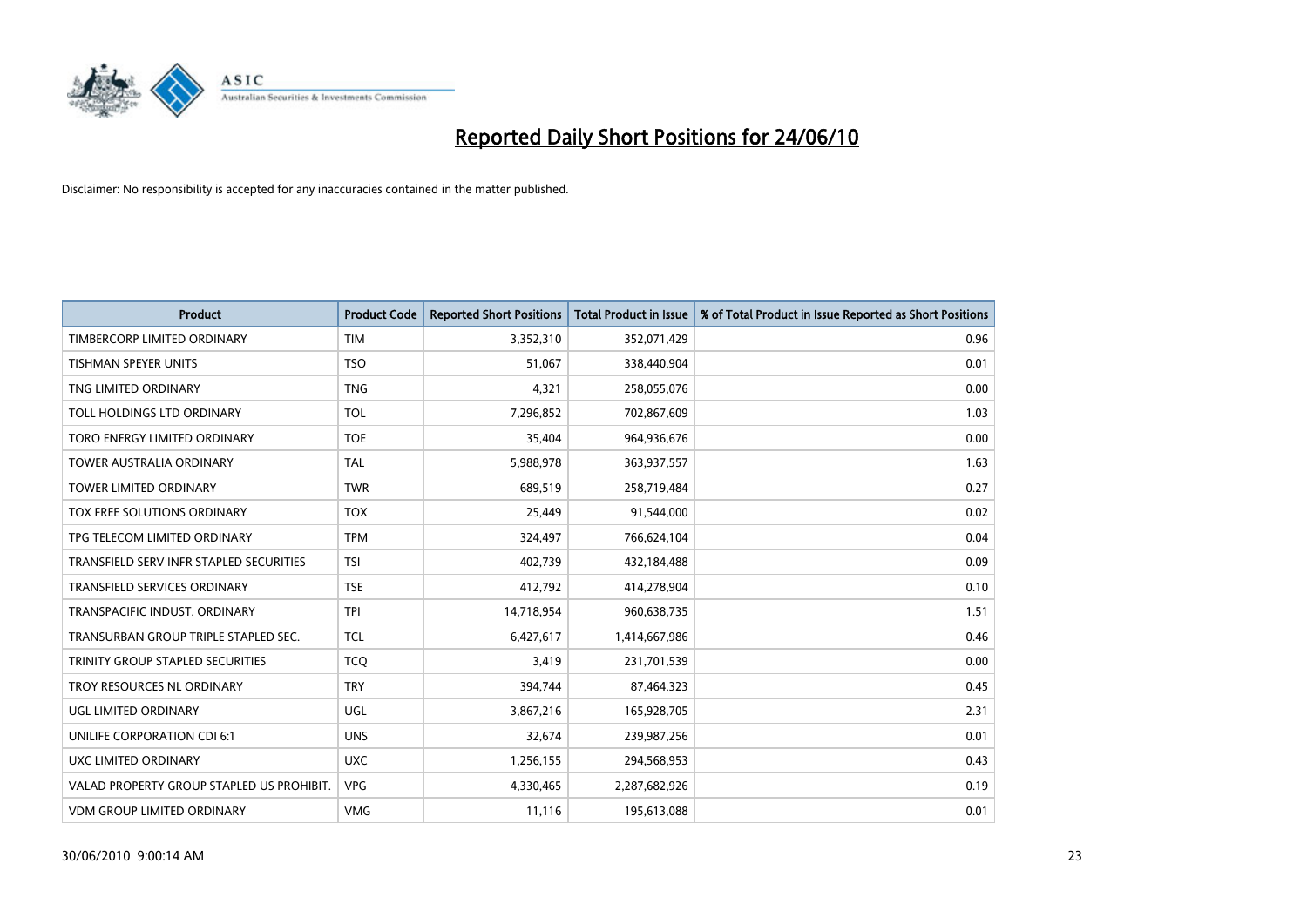# Reported Daily Short Positions for 24/06/10

Disclaimer: No responsibility is accepted for any inaccuracies contained in the matter published.

| Product | Product Code | Reported Short Positions | Total Product in Issue | % of Total Product in Issue Reported as Short Positions |
|---|---|---|---|---|
| TIMBERCORP LIMITED ORDINARY | TIM | 3,352,310 | 352,071,429 | 0.96 |
| TISHMAN SPEYER UNITS | TSO | 51,067 | 338,440,904 | 0.01 |
| TNG LIMITED ORDINARY | TNG | 4,321 | 258,055,076 | 0.00 |
| TOLL HOLDINGS LTD ORDINARY | TOL | 7,296,852 | 702,867,609 | 1.03 |
| TORO ENERGY LIMITED ORDINARY | TOE | 35,404 | 964,936,676 | 0.00 |
| TOWER AUSTRALIA ORDINARY | TAL | 5,988,978 | 363,937,557 | 1.63 |
| TOWER LIMITED ORDINARY | TWR | 689,519 | 258,719,484 | 0.27 |
| TOX FREE SOLUTIONS ORDINARY | TOX | 25,449 | 91,544,000 | 0.02 |
| TPG TELECOM LIMITED ORDINARY | TPM | 324,497 | 766,624,104 | 0.04 |
| TRANSFIELD SERV INFR STAPLED SECURITIES | TSI | 402,739 | 432,184,488 | 0.09 |
| TRANSFIELD SERVICES ORDINARY | TSE | 412,792 | 414,278,904 | 0.10 |
| TRANSPACIFIC INDUST. ORDINARY | TPI | 14,718,954 | 960,638,735 | 1.51 |
| TRANSURBAN GROUP TRIPLE STAPLED SEC. | TCL | 6,427,617 | 1,414,667,986 | 0.46 |
| TRINITY GROUP STAPLED SECURITIES | TCQ | 3,419 | 231,701,539 | 0.00 |
| TROY RESOURCES NL ORDINARY | TRY | 394,744 | 87,464,323 | 0.45 |
| UGL LIMITED ORDINARY | UGL | 3,867,216 | 165,928,705 | 2.31 |
| UNILIFE CORPORATION CDI 6:1 | UNS | 32,674 | 239,987,256 | 0.01 |
| UXC LIMITED ORDINARY | UXC | 1,256,155 | 294,568,953 | 0.43 |
| VALAD PROPERTY GROUP STAPLED US PROHIBIT. | VPG | 4,330,465 | 2,287,682,926 | 0.19 |
| VDM GROUP LIMITED ORDINARY | VMG | 11,116 | 195,613,088 | 0.01 |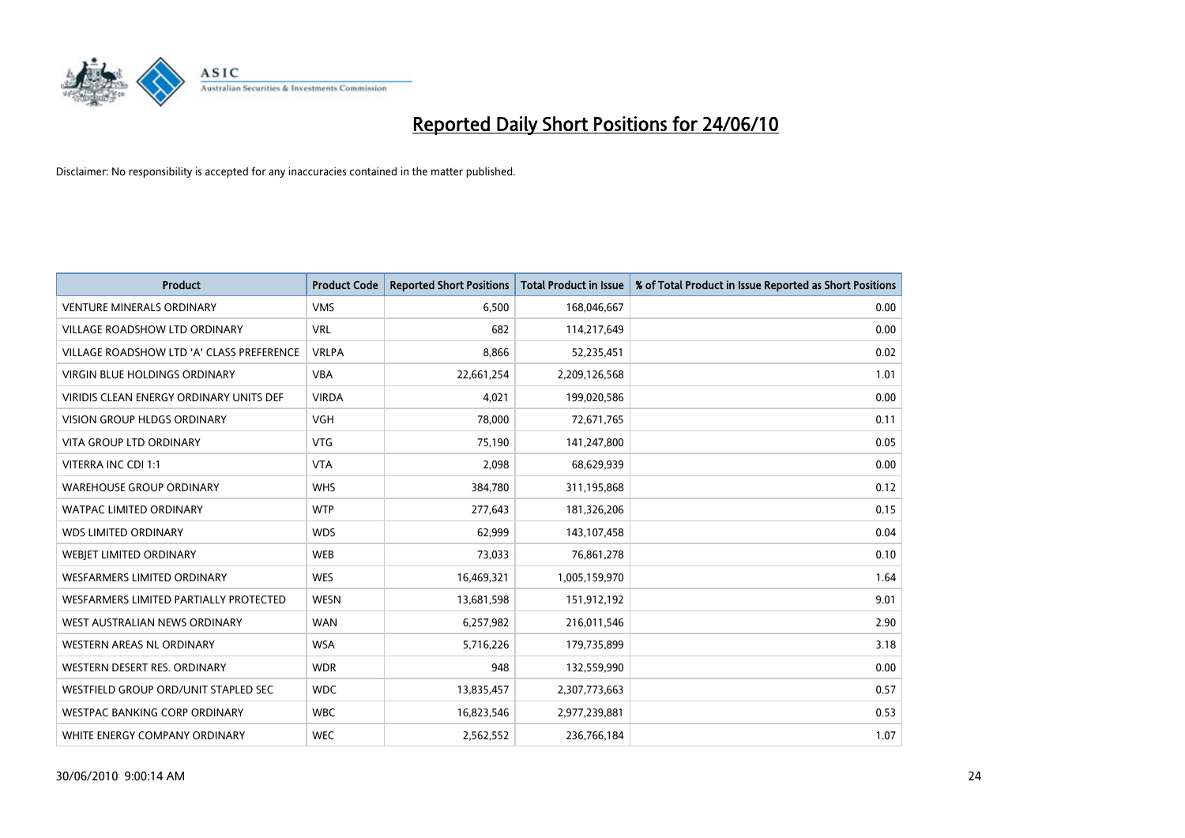# Reported Daily Short Positions for 24/06/10

Disclaimer: No responsibility is accepted for any inaccuracies contained in the matter published.

| Product | Product Code | Reported Short Positions | Total Product in Issue | % of Total Product in Issue Reported as Short Positions |
|---|---|---|---|---|
| VENTURE MINERALS ORDINARY | VMS | 6,500 | 168,046,667 | 0.00 |
| VILLAGE ROADSHOW LTD ORDINARY | VRL | 682 | 114,217,649 | 0.00 |
| VILLAGE ROADSHOW LTD 'A' CLASS PREFERENCE | VRLPA | 8,866 | 52,235,451 | 0.02 |
| VIRGIN BLUE HOLDINGS ORDINARY | VBA | 22,661,254 | 2,209,126,568 | 1.01 |
| VIRIDIS CLEAN ENERGY ORDINARY UNITS DEF | VIRDA | 4,021 | 199,020,586 | 0.00 |
| VISION GROUP HLDGS ORDINARY | VGH | 78,000 | 72,671,765 | 0.11 |
| VITA GROUP LTD ORDINARY | VTG | 75,190 | 141,247,800 | 0.05 |
| VITERRA INC CDI 1:1 | VTA | 2,098 | 68,629,939 | 0.00 |
| WAREHOUSE GROUP ORDINARY | WHS | 384,780 | 311,195,868 | 0.12 |
| WATPAC LIMITED ORDINARY | WTP | 277,643 | 181,326,206 | 0.15 |
| WDS LIMITED ORDINARY | WDS | 62,999 | 143,107,458 | 0.04 |
| WEBJET LIMITED ORDINARY | WEB | 73,033 | 76,861,278 | 0.10 |
| WESFARMERS LIMITED ORDINARY | WES | 16,469,321 | 1,005,159,970 | 1.64 |
| WESFARMERS LIMITED PARTIALLY PROTECTED | WESN | 13,681,598 | 151,912,192 | 9.01 |
| WEST AUSTRALIAN NEWS ORDINARY | WAN | 6,257,982 | 216,011,546 | 2.90 |
| WESTERN AREAS NL ORDINARY | WSA | 5,716,226 | 179,735,899 | 3.18 |
| WESTERN DESERT RES. ORDINARY | WDR | 948 | 132,559,990 | 0.00 |
| WESTFIELD GROUP ORD/UNIT STAPLED SEC | WDC | 13,835,457 | 2,307,773,663 | 0.57 |
| WESTPAC BANKING CORP ORDINARY | WBC | 16,823,546 | 2,977,239,881 | 0.53 |
| WHITE ENERGY COMPANY ORDINARY | WEC | 2,562,552 | 236,766,184 | 1.07 |

30/06/2010 9:00:14 AM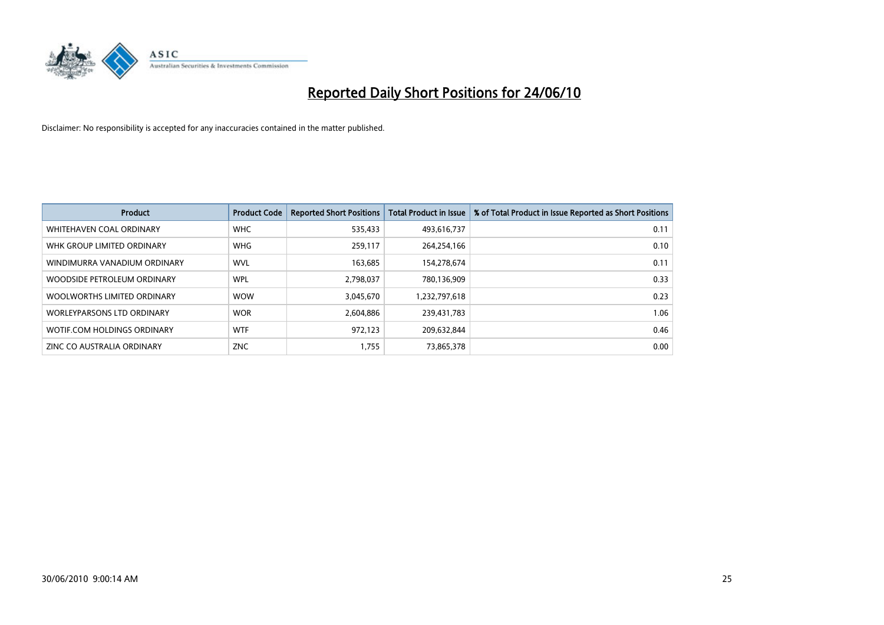# Reported Daily Short Positions for 24/06/10

Disclaimer: No responsibility is accepted for any inaccuracies contained in the matter published.

| Product | Product Code | Reported Short Positions | Total Product in Issue | % of Total Product in Issue Reported as Short Positions |
|---|---|---|---|---|
| WHITEHAVEN COAL ORDINARY | WHC | 535,433 | 493,616,737 | 0.11 |
| WHK GROUP LIMITED ORDINARY | WHG | 259,117 | 264,254,166 | 0.10 |
| WINDIMURRA VANADIUM ORDINARY | WVL | 163,685 | 154,278,674 | 0.11 |
| WOODSIDE PETROLEUM ORDINARY | WPL | 2,798,037 | 780,136,909 | 0.33 |
| WOOLWORTHS LIMITED ORDINARY | WOW | 3,045,670 | 1,232,797,618 | 0.23 |
| WORLEYPARSONS LTD ORDINARY | WOR | 2,604,886 | 239,431,783 | 1.06 |
| WOTIF.COM HOLDINGS ORDINARY | WTF | 972,123 | 209,632,844 | 0.46 |
| ZINC CO AUSTRALIA ORDINARY | ZNC | 1,755 | 73,865,378 | 0.00 |

30/06/2010 9:00:14 AM